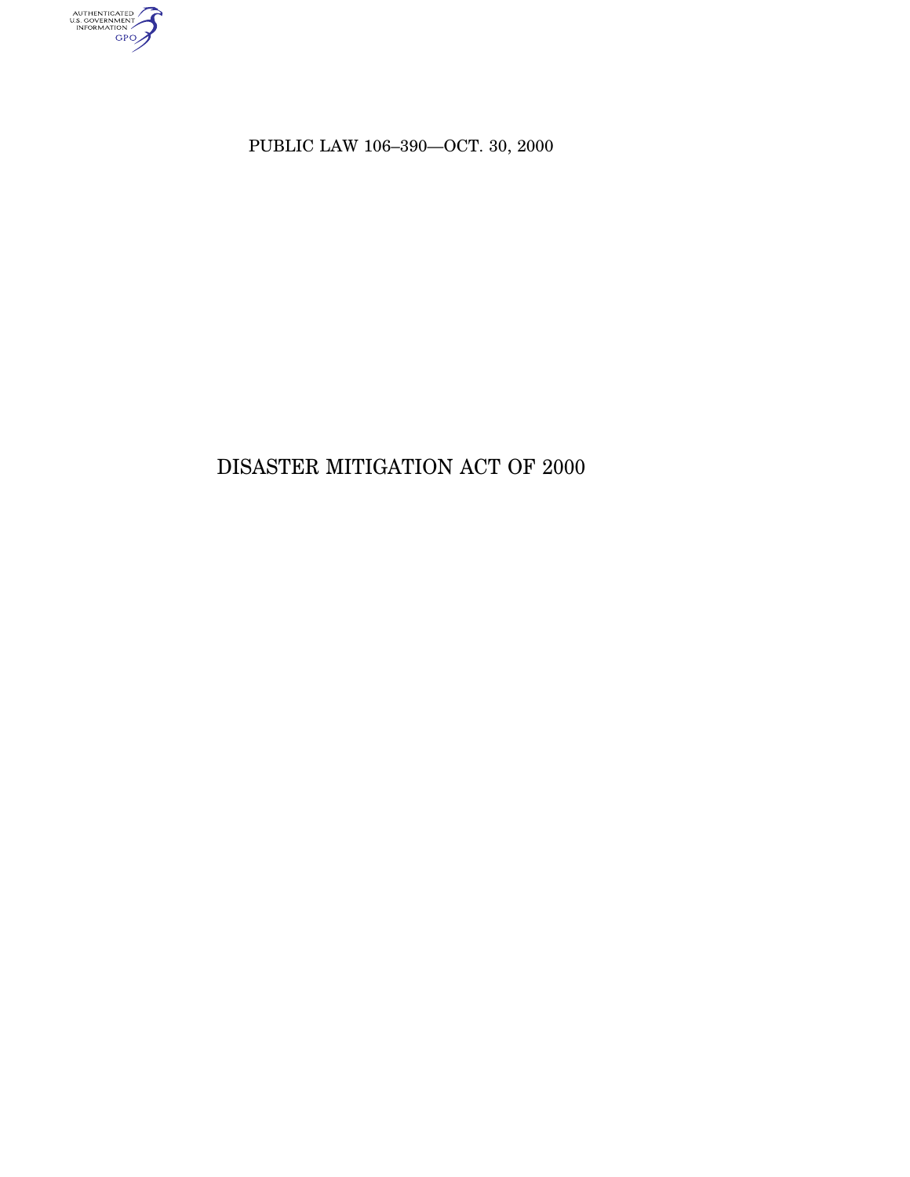PUBLIC LAW 106–390—OCT. 30, 2000

# DISASTER MITIGATION ACT OF 2000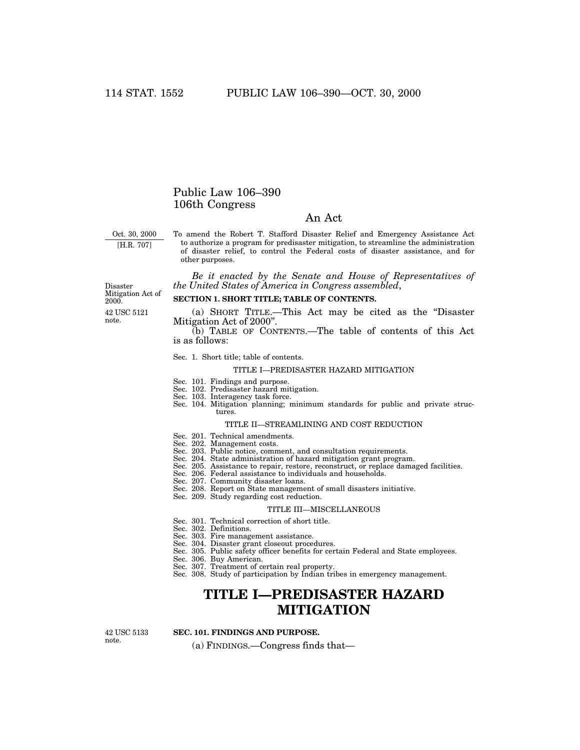# Public Law 106–390
# 106th Congress

## An Act

Oct. 30, 2000
[H.R. 707]

To amend the Robert T. Stafford Disaster Relief and Emergency Assistance Act to authorize a program for predisaster mitigation, to streamline the administration of disaster relief, to control the Federal costs of disaster assistance, and for other purposes.

*Be it enacted by the Senate and House of Representatives of the United States of America in Congress assembled*,

Disaster Mitigation Act of 2000.
42 USC 5121 note.

**SECTION 1. SHORT TITLE; TABLE OF CONTENTS.**

(a) SHORT TITLE.—This Act may be cited as the "Disaster Mitigation Act of 2000".

(b) TABLE OF CONTENTS.—The table of contents of this Act is as follows:

Sec. 1. Short title; table of contents.

TITLE I—PREDISASTER HAZARD MITIGATION

Sec. 101. Findings and purpose.
Sec. 102. Predisaster hazard mitigation.
Sec. 103. Interagency task force.
Sec. 104. Mitigation planning; minimum standards for public and private structures.

TITLE II—STREAMLINING AND COST REDUCTION

Sec. 201. Technical amendments.
Sec. 202. Management costs.
Sec. 203. Public notice, comment, and consultation requirements.
Sec. 204. State administration of hazard mitigation grant program.
Sec. 205. Assistance to repair, restore, reconstruct, or replace damaged facilities.
Sec. 206. Federal assistance to individuals and households.
Sec. 207. Community disaster loans.
Sec. 208. Report on State management of small disasters initiative.
Sec. 209. Study regarding cost reduction.

TITLE III—MISCELLANEOUS

Sec. 301. Technical correction of short title.
Sec. 302. Definitions.
Sec. 303. Fire management assistance.
Sec. 304. Disaster grant closeout procedures.
Sec. 305. Public safety officer benefits for certain Federal and State employees.
Sec. 306. Buy American.
Sec. 307. Treatment of certain real property.
Sec. 308. Study of participation by Indian tribes in emergency management.

# TITLE I—PREDISASTER HAZARD MITIGATION

42 USC 5133 note.

**SEC. 101. FINDINGS AND PURPOSE.**

(a) FINDINGS.—Congress finds that—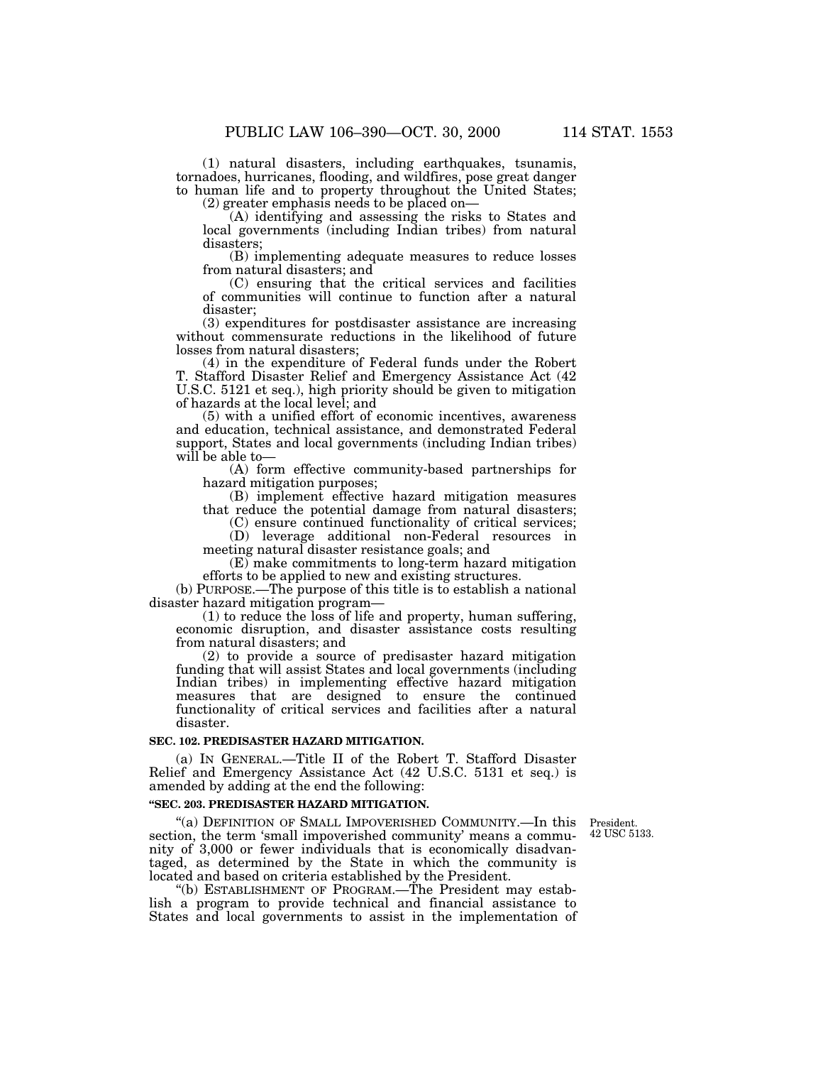(1) natural disasters, including earthquakes, tsunamis, tornadoes, hurricanes, flooding, and wildfires, pose great danger to human life and to property throughout the United States;

(2) greater emphasis needs to be placed on—

(A) identifying and assessing the risks to States and local governments (including Indian tribes) from natural disasters;

(B) implementing adequate measures to reduce losses from natural disasters; and

(C) ensuring that the critical services and facilities of communities will continue to function after a natural disaster;

(3) expenditures for postdisaster assistance are increasing without commensurate reductions in the likelihood of future losses from natural disasters;

(4) in the expenditure of Federal funds under the Robert T. Stafford Disaster Relief and Emergency Assistance Act (42 U.S.C. 5121 et seq.), high priority should be given to mitigation of hazards at the local level; and

(5) with a unified effort of economic incentives, awareness and education, technical assistance, and demonstrated Federal support, States and local governments (including Indian tribes) will be able to—

(A) form effective community-based partnerships for hazard mitigation purposes;

(B) implement effective hazard mitigation measures that reduce the potential damage from natural disasters;

(C) ensure continued functionality of critical services;

(D) leverage additional non-Federal resources in meeting natural disaster resistance goals; and

(E) make commitments to long-term hazard mitigation efforts to be applied to new and existing structures.

(b) PURPOSE.—The purpose of this title is to establish a national disaster hazard mitigation program—

(1) to reduce the loss of life and property, human suffering, economic disruption, and disaster assistance costs resulting from natural disasters; and

(2) to provide a source of predisaster hazard mitigation funding that will assist States and local governments (including Indian tribes) in implementing effective hazard mitigation measures that are designed to ensure the continued functionality of critical services and facilities after a natural disaster.

**SEC. 102. PREDISASTER HAZARD MITIGATION.**

(a) IN GENERAL.—Title II of the Robert T. Stafford Disaster Relief and Emergency Assistance Act (42 U.S.C. 5131 et seq.) is amended by adding at the end the following:

**"SEC. 203. PREDISASTER HAZARD MITIGATION.**

President.
42 USC 5133.

"(a) DEFINITION OF SMALL IMPOVERISHED COMMUNITY.—In this section, the term 'small impoverished community' means a community of 3,000 or fewer individuals that is economically disadvantaged, as determined by the State in which the community is located and based on criteria established by the President.

"(b) ESTABLISHMENT OF PROGRAM.—The President may establish a program to provide technical and financial assistance to States and local governments to assist in the implementation of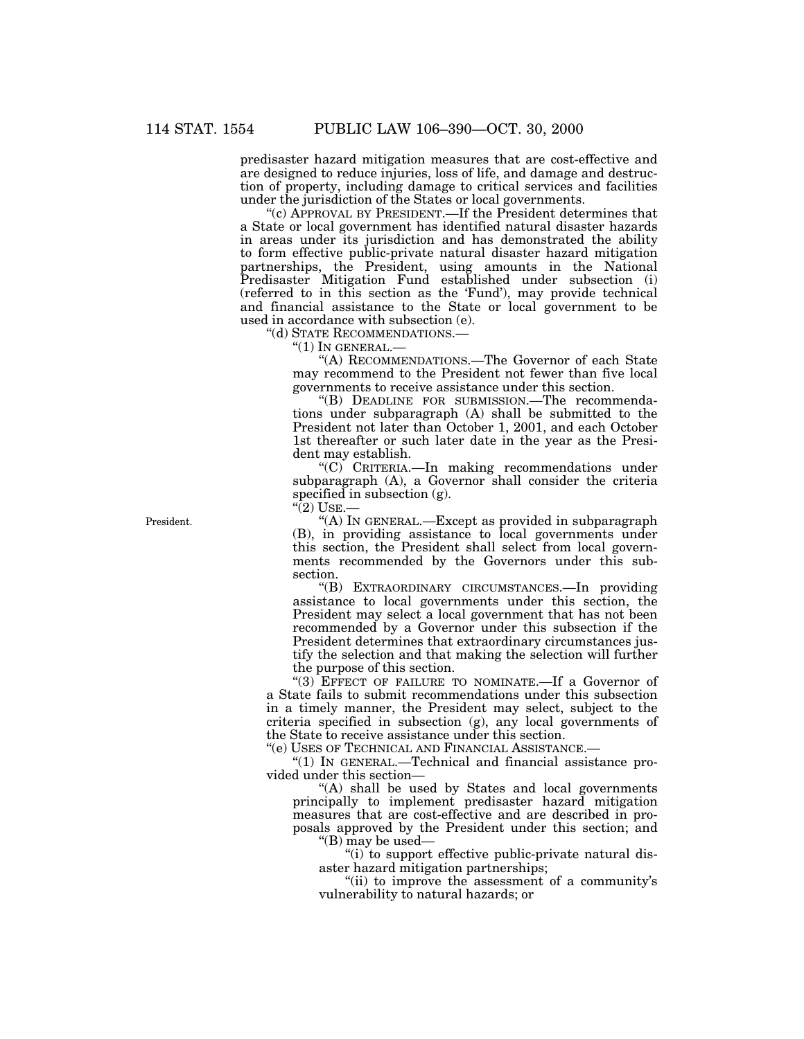predisaster hazard mitigation measures that are cost-effective and are designed to reduce injuries, loss of life, and damage and destruction of property, including damage to critical services and facilities under the jurisdiction of the States or local governments.

"(c) APPROVAL BY PRESIDENT.—If the President determines that a State or local government has identified natural disaster hazards in areas under its jurisdiction and has demonstrated the ability to form effective public-private natural disaster hazard mitigation partnerships, the President, using amounts in the National Predisaster Mitigation Fund established under subsection (i) (referred to in this section as the 'Fund'), may provide technical and financial assistance to the State or local government to be used in accordance with subsection (e).

"(d) STATE RECOMMENDATIONS.—

"(1) IN GENERAL.—

"(A) RECOMMENDATIONS.—The Governor of each State may recommend to the President not fewer than five local governments to receive assistance under this section.

"(B) DEADLINE FOR SUBMISSION.—The recommendations under subparagraph (A) shall be submitted to the President not later than October 1, 2001, and each October 1st thereafter or such later date in the year as the President may establish.

"(C) CRITERIA.—In making recommendations under subparagraph (A), a Governor shall consider the criteria specified in subsection (g).

"(2) USE.—

President.

"(A) IN GENERAL.—Except as provided in subparagraph (B), in providing assistance to local governments under this section, the President shall select from local governments recommended by the Governors under this subsection.

"(B) EXTRAORDINARY CIRCUMSTANCES.—In providing assistance to local governments under this section, the President may select a local government that has not been recommended by a Governor under this subsection if the President determines that extraordinary circumstances justify the selection and that making the selection will further the purpose of this section.

"(3) EFFECT OF FAILURE TO NOMINATE.—If a Governor of a State fails to submit recommendations under this subsection in a timely manner, the President may select, subject to the criteria specified in subsection (g), any local governments of the State to receive assistance under this section.

"(e) USES OF TECHNICAL AND FINANCIAL ASSISTANCE.—

"(1) IN GENERAL.—Technical and financial assistance provided under this section—

"(A) shall be used by States and local governments principally to implement predisaster hazard mitigation measures that are cost-effective and are described in proposals approved by the President under this section; and

"(B) may be used—

"(i) to support effective public-private natural disaster hazard mitigation partnerships;

"(ii) to improve the assessment of a community's vulnerability to natural hazards; or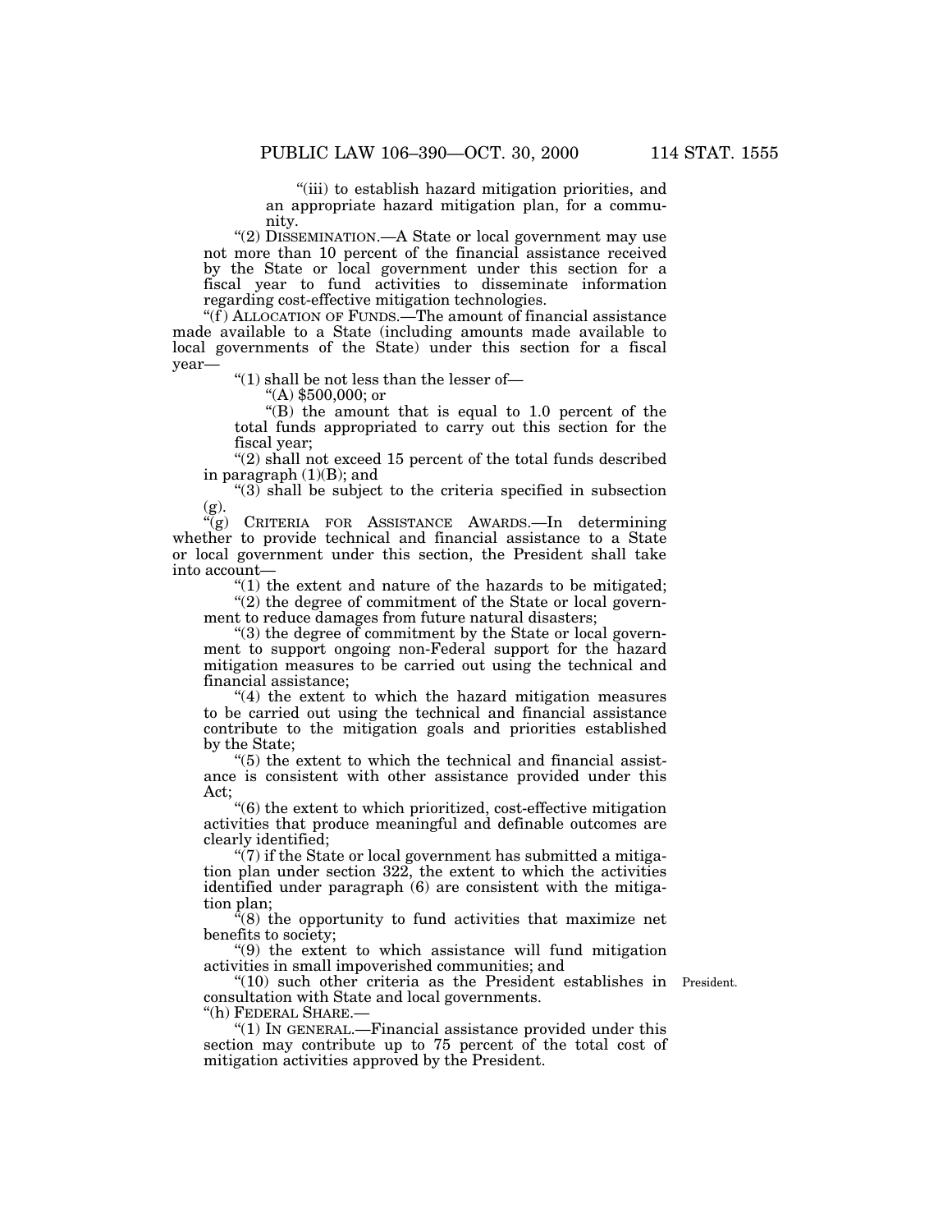"(iii) to establish hazard mitigation priorities, and an appropriate hazard mitigation plan, for a community.

"(2) DISSEMINATION.—A State or local government may use not more than 10 percent of the financial assistance received by the State or local government under this section for a fiscal year to fund activities to disseminate information regarding cost-effective mitigation technologies.

"(f) ALLOCATION OF FUNDS.—The amount of financial assistance made available to a State (including amounts made available to local governments of the State) under this section for a fiscal year—

"(1) shall be not less than the lesser of—

"(A) $500,000; or

"(B) the amount that is equal to 1.0 percent of the total funds appropriated to carry out this section for the fiscal year;

"(2) shall not exceed 15 percent of the total funds described in paragraph (1)(B); and

"(3) shall be subject to the criteria specified in subsection (g).

"(g) CRITERIA FOR ASSISTANCE AWARDS.—In determining whether to provide technical and financial assistance to a State or local government under this section, the President shall take into account—

"(1) the extent and nature of the hazards to be mitigated;

"(2) the degree of commitment of the State or local government to reduce damages from future natural disasters;

"(3) the degree of commitment by the State or local government to support ongoing non-Federal support for the hazard mitigation measures to be carried out using the technical and financial assistance;

"(4) the extent to which the hazard mitigation measures to be carried out using the technical and financial assistance contribute to the mitigation goals and priorities established by the State;

"(5) the extent to which the technical and financial assistance is consistent with other assistance provided under this Act;

"(6) the extent to which prioritized, cost-effective mitigation activities that produce meaningful and definable outcomes are clearly identified;

"(7) if the State or local government has submitted a mitigation plan under section 322, the extent to which the activities identified under paragraph (6) are consistent with the mitigation plan;

"(8) the opportunity to fund activities that maximize net benefits to society;

"(9) the extent to which assistance will fund mitigation activities in small impoverished communities; and

"(10) such other criteria as the President establishes in consultation with State and local governments.

President.

"(h) FEDERAL SHARE.—

"(1) IN GENERAL.—Financial assistance provided under this section may contribute up to 75 percent of the total cost of mitigation activities approved by the President.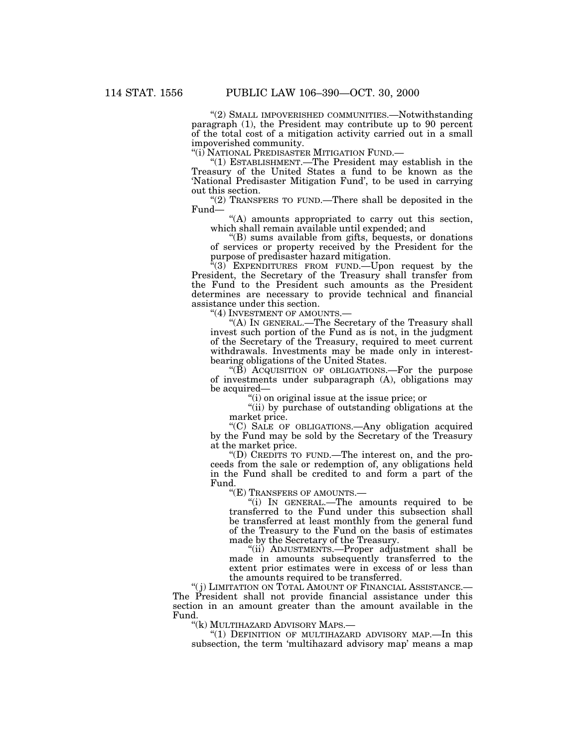"(2) SMALL IMPOVERISHED COMMUNITIES.—Notwithstanding paragraph (1), the President may contribute up to 90 percent of the total cost of a mitigation activity carried out in a small impoverished community.

"(i) NATIONAL PREDISASTER MITIGATION FUND.—

"(1) ESTABLISHMENT.—The President may establish in the Treasury of the United States a fund to be known as the 'National Predisaster Mitigation Fund', to be used in carrying out this section.

"(2) TRANSFERS TO FUND.—There shall be deposited in the Fund—

"(A) amounts appropriated to carry out this section, which shall remain available until expended; and

"(B) sums available from gifts, bequests, or donations of services or property received by the President for the purpose of predisaster hazard mitigation.

"(3) EXPENDITURES FROM FUND.—Upon request by the President, the Secretary of the Treasury shall transfer from the Fund to the President such amounts as the President determines are necessary to provide technical and financial assistance under this section.

"(4) INVESTMENT OF AMOUNTS.—

"(A) IN GENERAL.—The Secretary of the Treasury shall invest such portion of the Fund as is not, in the judgment of the Secretary of the Treasury, required to meet current withdrawals. Investments may be made only in interest-bearing obligations of the United States.

"(B) ACQUISITION OF OBLIGATIONS.—For the purpose of investments under subparagraph (A), obligations may be acquired—

"(i) on original issue at the issue price; or

"(ii) by purchase of outstanding obligations at the market price.

"(C) SALE OF OBLIGATIONS.—Any obligation acquired by the Fund may be sold by the Secretary of the Treasury at the market price.

"(D) CREDITS TO FUND.—The interest on, and the proceeds from the sale or redemption of, any obligations held in the Fund shall be credited to and form a part of the Fund.

"(E) TRANSFERS OF AMOUNTS.—

"(i) IN GENERAL.—The amounts required to be transferred to the Fund under this subsection shall be transferred at least monthly from the general fund of the Treasury to the Fund on the basis of estimates made by the Secretary of the Treasury.

"(ii) ADJUSTMENTS.—Proper adjustment shall be made in amounts subsequently transferred to the extent prior estimates were in excess of or less than the amounts required to be transferred.

"(j) LIMITATION ON TOTAL AMOUNT OF FINANCIAL ASSISTANCE.—The President shall not provide financial assistance under this section in an amount greater than the amount available in the Fund.

"(k) MULTIHAZARD ADVISORY MAPS.—

"(1) DEFINITION OF MULTIHAZARD ADVISORY MAP.—In this subsection, the term 'multihazard advisory map' means a map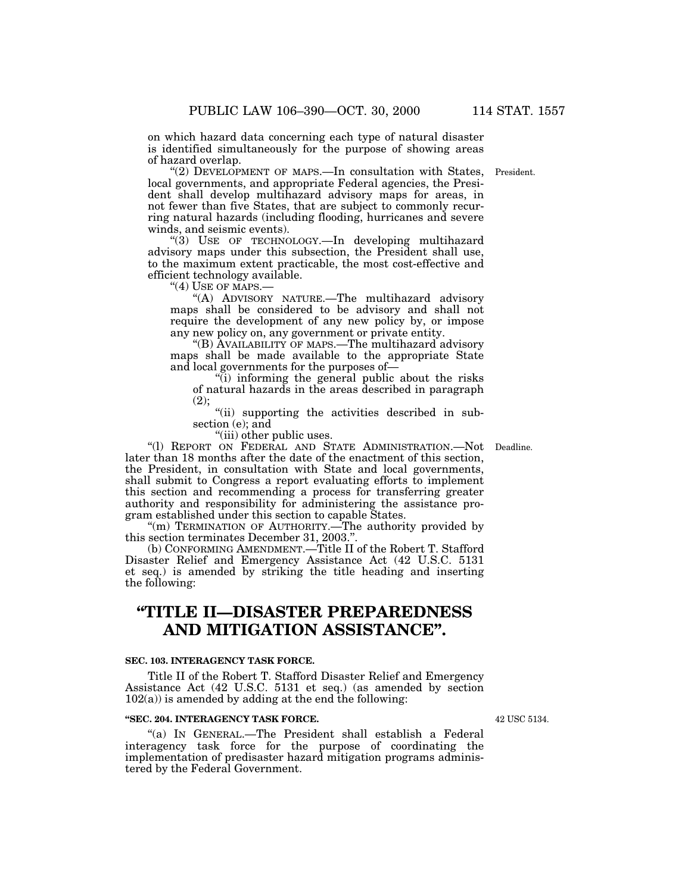on which hazard data concerning each type of natural disaster is identified simultaneously for the purpose of showing areas of hazard overlap.

"(2) DEVELOPMENT OF MAPS.—In consultation with States, local governments, and appropriate Federal agencies, the President shall develop multihazard advisory maps for areas, in not fewer than five States, that are subject to commonly recurring natural hazards (including flooding, hurricanes and severe winds, and seismic events).

President.

"(3) USE OF TECHNOLOGY.—In developing multihazard advisory maps under this subsection, the President shall use, to the maximum extent practicable, the most cost-effective and efficient technology available.

"(4) USE OF MAPS.—

"(A) ADVISORY NATURE.—The multihazard advisory maps shall be considered to be advisory and shall not require the development of any new policy by, or impose any new policy on, any government or private entity.

"(B) AVAILABILITY OF MAPS.—The multihazard advisory maps shall be made available to the appropriate State and local governments for the purposes of—

"(i) informing the general public about the risks of natural hazards in the areas described in paragraph (2);

"(ii) supporting the activities described in subsection (e); and

"(iii) other public uses.

"(l) REPORT ON FEDERAL AND STATE ADMINISTRATION.—Not later than 18 months after the date of the enactment of this section, the President, in consultation with State and local governments, shall submit to Congress a report evaluating efforts to implement this section and recommending a process for transferring greater authority and responsibility for administering the assistance program established under this section to capable States.

Deadline.

"(m) TERMINATION OF AUTHORITY.—The authority provided by this section terminates December 31, 2003.".

(b) CONFORMING AMENDMENT.—Title II of the Robert T. Stafford Disaster Relief and Emergency Assistance Act (42 U.S.C. 5131 et seq.) is amended by striking the title heading and inserting the following:

# "TITLE II—DISASTER PREPAREDNESS AND MITIGATION ASSISTANCE".

### SEC. 103. INTERAGENCY TASK FORCE.

Title II of the Robert T. Stafford Disaster Relief and Emergency Assistance Act (42 U.S.C. 5131 et seq.) (as amended by section 102(a)) is amended by adding at the end the following:

### "SEC. 204. INTERAGENCY TASK FORCE.

42 USC 5134.

"(a) IN GENERAL.—The President shall establish a Federal interagency task force for the purpose of coordinating the implementation of predisaster hazard mitigation programs administered by the Federal Government.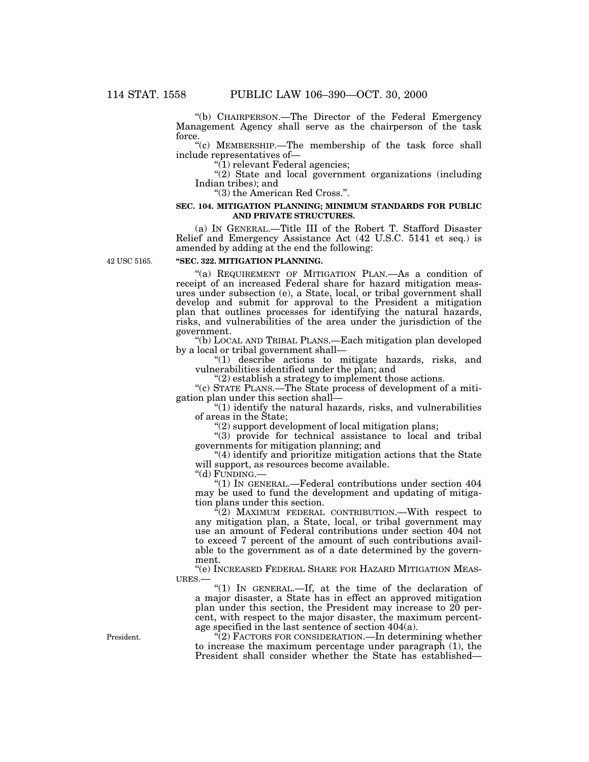"(b) CHAIRPERSON.—The Director of the Federal Emergency Management Agency shall serve as the chairperson of the task force.

"(c) MEMBERSHIP.—The membership of the task force shall include representatives of—

"(1) relevant Federal agencies;

"(2) State and local government organizations (including Indian tribes); and

"(3) the American Red Cross.".

**SEC. 104. MITIGATION PLANNING; MINIMUM STANDARDS FOR PUBLIC AND PRIVATE STRUCTURES.**

(a) IN GENERAL.—Title III of the Robert T. Stafford Disaster Relief and Emergency Assistance Act (42 U.S.C. 5141 et seq.) is amended by adding at the end the following:

42 USC 5165.

**"SEC. 322. MITIGATION PLANNING.**

"(a) REQUIREMENT OF MITIGATION PLAN.—As a condition of receipt of an increased Federal share for hazard mitigation measures under subsection (e), a State, local, or tribal government shall develop and submit for approval to the President a mitigation plan that outlines processes for identifying the natural hazards, risks, and vulnerabilities of the area under the jurisdiction of the government.

"(b) LOCAL AND TRIBAL PLANS.—Each mitigation plan developed by a local or tribal government shall—

"(1) describe actions to mitigate hazards, risks, and vulnerabilities identified under the plan; and

"(2) establish a strategy to implement those actions.

"(c) STATE PLANS.—The State process of development of a mitigation plan under this section shall—

"(1) identify the natural hazards, risks, and vulnerabilities of areas in the State;

"(2) support development of local mitigation plans;

"(3) provide for technical assistance to local and tribal governments for mitigation planning; and

"(4) identify and prioritize mitigation actions that the State will support, as resources become available.

"(d) FUNDING.—

"(1) IN GENERAL.—Federal contributions under section 404 may be used to fund the development and updating of mitigation plans under this section.

"(2) MAXIMUM FEDERAL CONTRIBUTION.—With respect to any mitigation plan, a State, local, or tribal government may use an amount of Federal contributions under section 404 not to exceed 7 percent of the amount of such contributions available to the government as of a date determined by the government.

"(e) INCREASED FEDERAL SHARE FOR HAZARD MITIGATION MEASURES.—

"(1) IN GENERAL.—If, at the time of the declaration of a major disaster, a State has in effect an approved mitigation plan under this section, the President may increase to 20 percent, with respect to the major disaster, the maximum percentage specified in the last sentence of section 404(a).

President.

"(2) FACTORS FOR CONSIDERATION.—In determining whether to increase the maximum percentage under paragraph (1), the President shall consider whether the State has established—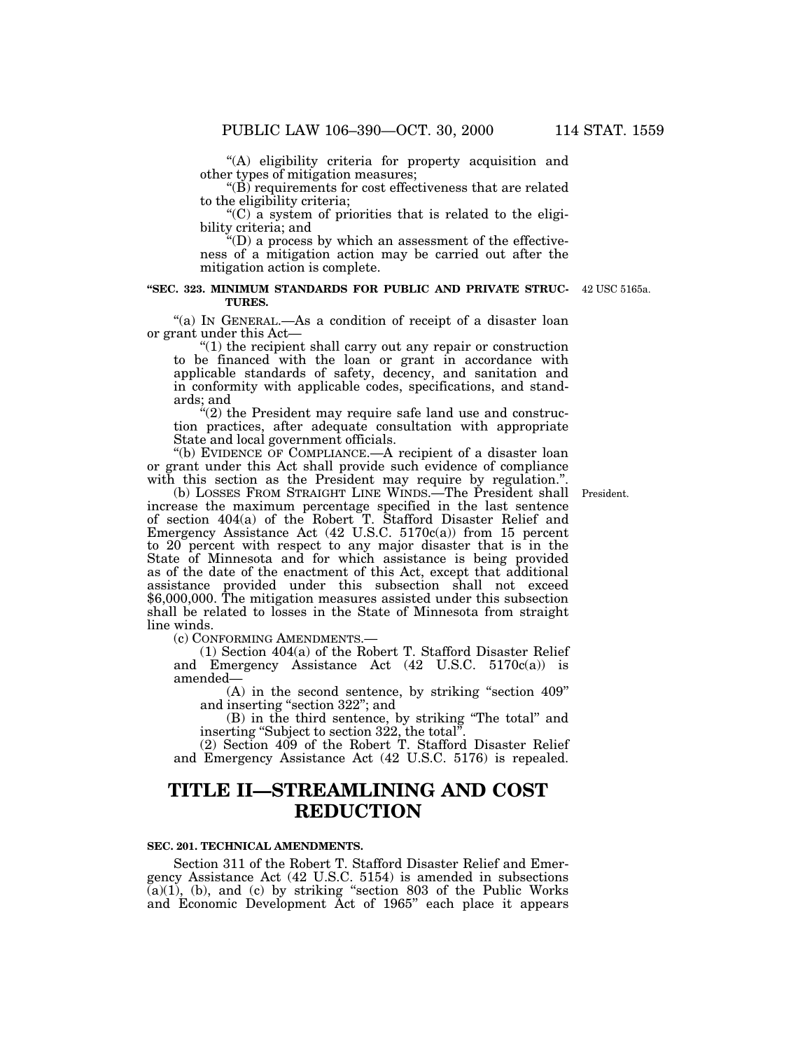"(A) eligibility criteria for property acquisition and other types of mitigation measures;

"(B) requirements for cost effectiveness that are related to the eligibility criteria;

"(C) a system of priorities that is related to the eligibility criteria; and

"(D) a process by which an assessment of the effectiveness of a mitigation action may be carried out after the mitigation action is complete.

**"SEC. 323. MINIMUM STANDARDS FOR PUBLIC AND PRIVATE STRUCTURES.**

42 USC 5165a.

"(a) IN GENERAL.—As a condition of receipt of a disaster loan or grant under this Act—

"(1) the recipient shall carry out any repair or construction to be financed with the loan or grant in accordance with applicable standards of safety, decency, and sanitation and in conformity with applicable codes, specifications, and standards; and

"(2) the President may require safe land use and construction practices, after adequate consultation with appropriate State and local government officials.

"(b) EVIDENCE OF COMPLIANCE.—A recipient of a disaster loan or grant under this Act shall provide such evidence of compliance with this section as the President may require by regulation.".

President.

(b) LOSSES FROM STRAIGHT LINE WINDS.—The President shall increase the maximum percentage specified in the last sentence of section 404(a) of the Robert T. Stafford Disaster Relief and Emergency Assistance Act (42 U.S.C. 5170c(a)) from 15 percent to 20 percent with respect to any major disaster that is in the State of Minnesota and for which assistance is being provided as of the date of the enactment of this Act, except that additional assistance provided under this subsection shall not exceed $6,000,000. The mitigation measures assisted under this subsection shall be related to losses in the State of Minnesota from straight line winds.

(c) CONFORMING AMENDMENTS.—

(1) Section 404(a) of the Robert T. Stafford Disaster Relief and Emergency Assistance Act (42 U.S.C. 5170c(a)) is amended—

(A) in the second sentence, by striking "section 409" and inserting "section 322"; and

(B) in the third sentence, by striking "The total" and inserting "Subject to section 322, the total".

(2) Section 409 of the Robert T. Stafford Disaster Relief and Emergency Assistance Act (42 U.S.C. 5176) is repealed.

# TITLE II—STREAMLINING AND COST REDUCTION

**SEC. 201. TECHNICAL AMENDMENTS.**

Section 311 of the Robert T. Stafford Disaster Relief and Emergency Assistance Act (42 U.S.C. 5154) is amended in subsections (a)(1), (b), and (c) by striking "section 803 of the Public Works and Economic Development Act of 1965" each place it appears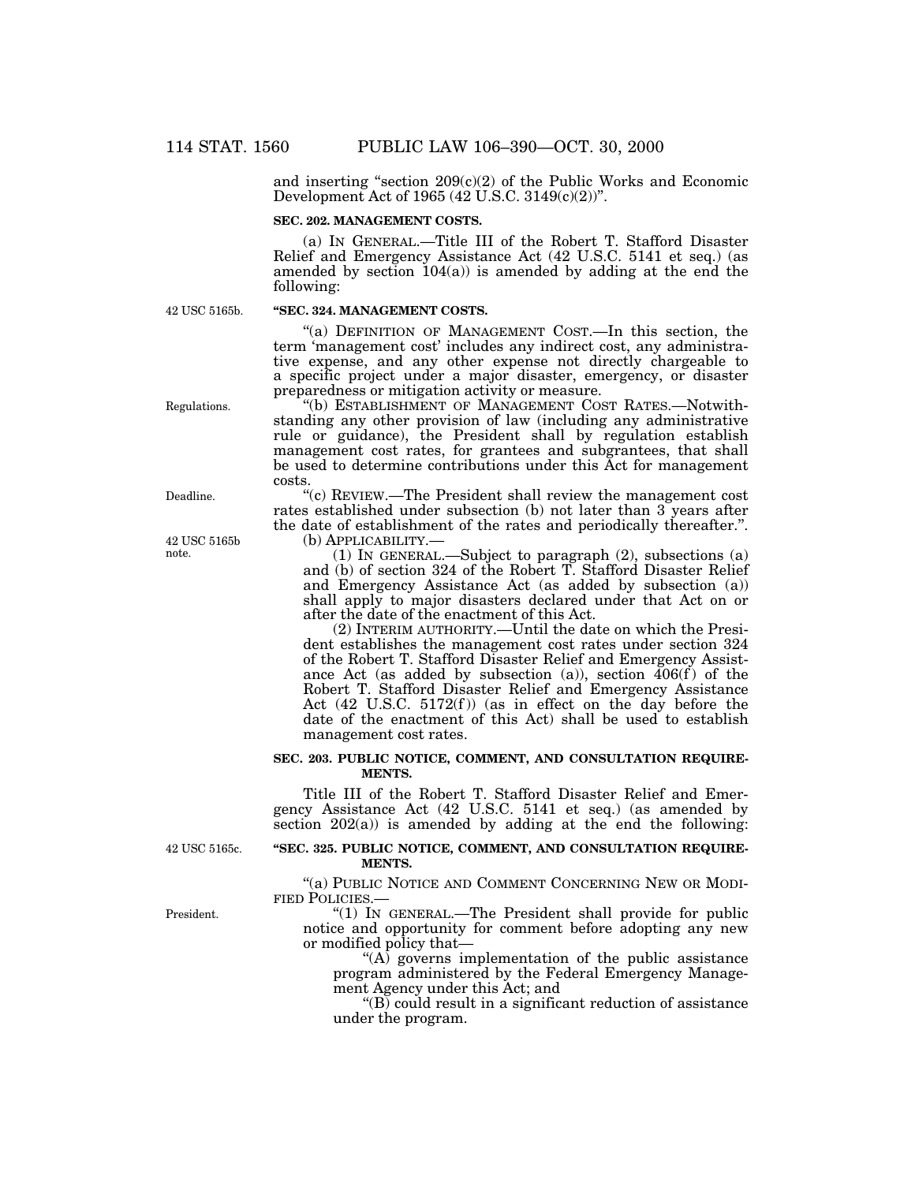and inserting "section 209(c)(2) of the Public Works and Economic Development Act of 1965 (42 U.S.C. 3149(c)(2))".

**SEC. 202. MANAGEMENT COSTS.**

(a) IN GENERAL.—Title III of the Robert T. Stafford Disaster Relief and Emergency Assistance Act (42 U.S.C. 5141 et seq.) (as amended by section 104(a)) is amended by adding at the end the following:

42 USC 5165b.

**"SEC. 324. MANAGEMENT COSTS.**

"(a) DEFINITION OF MANAGEMENT COST.—In this section, the term 'management cost' includes any indirect cost, any administrative expense, and any other expense not directly chargeable to a specific project under a major disaster, emergency, or disaster preparedness or mitigation activity or measure.

Regulations.

"(b) ESTABLISHMENT OF MANAGEMENT COST RATES.—Notwithstanding any other provision of law (including any administrative rule or guidance), the President shall by regulation establish management cost rates, for grantees and subgrantees, that shall be used to determine contributions under this Act for management costs.

Deadline.

"(c) REVIEW.—The President shall review the management cost rates established under subsection (b) not later than 3 years after the date of establishment of the rates and periodically thereafter.".

42 USC 5165b note.

(b) APPLICABILITY.—

(1) IN GENERAL.—Subject to paragraph (2), subsections (a) and (b) of section 324 of the Robert T. Stafford Disaster Relief and Emergency Assistance Act (as added by subsection (a)) shall apply to major disasters declared under that Act on or after the date of the enactment of this Act.

(2) INTERIM AUTHORITY.—Until the date on which the President establishes the management cost rates under section 324 of the Robert T. Stafford Disaster Relief and Emergency Assistance Act (as added by subsection (a)), section 406(f) of the Robert T. Stafford Disaster Relief and Emergency Assistance Act (42 U.S.C. 5172(f)) (as in effect on the day before the date of the enactment of this Act) shall be used to establish management cost rates.

**SEC. 203. PUBLIC NOTICE, COMMENT, AND CONSULTATION REQUIREMENTS.**

Title III of the Robert T. Stafford Disaster Relief and Emergency Assistance Act (42 U.S.C. 5141 et seq.) (as amended by section 202(a)) is amended by adding at the end the following:

42 USC 5165c.

**"SEC. 325. PUBLIC NOTICE, COMMENT, AND CONSULTATION REQUIREMENTS.**

"(a) PUBLIC NOTICE AND COMMENT CONCERNING NEW OR MODIFIED POLICIES.—

President.

"(1) IN GENERAL.—The President shall provide for public notice and opportunity for comment before adopting any new or modified policy that—

"(A) governs implementation of the public assistance program administered by the Federal Emergency Management Agency under this Act; and

"(B) could result in a significant reduction of assistance under the program.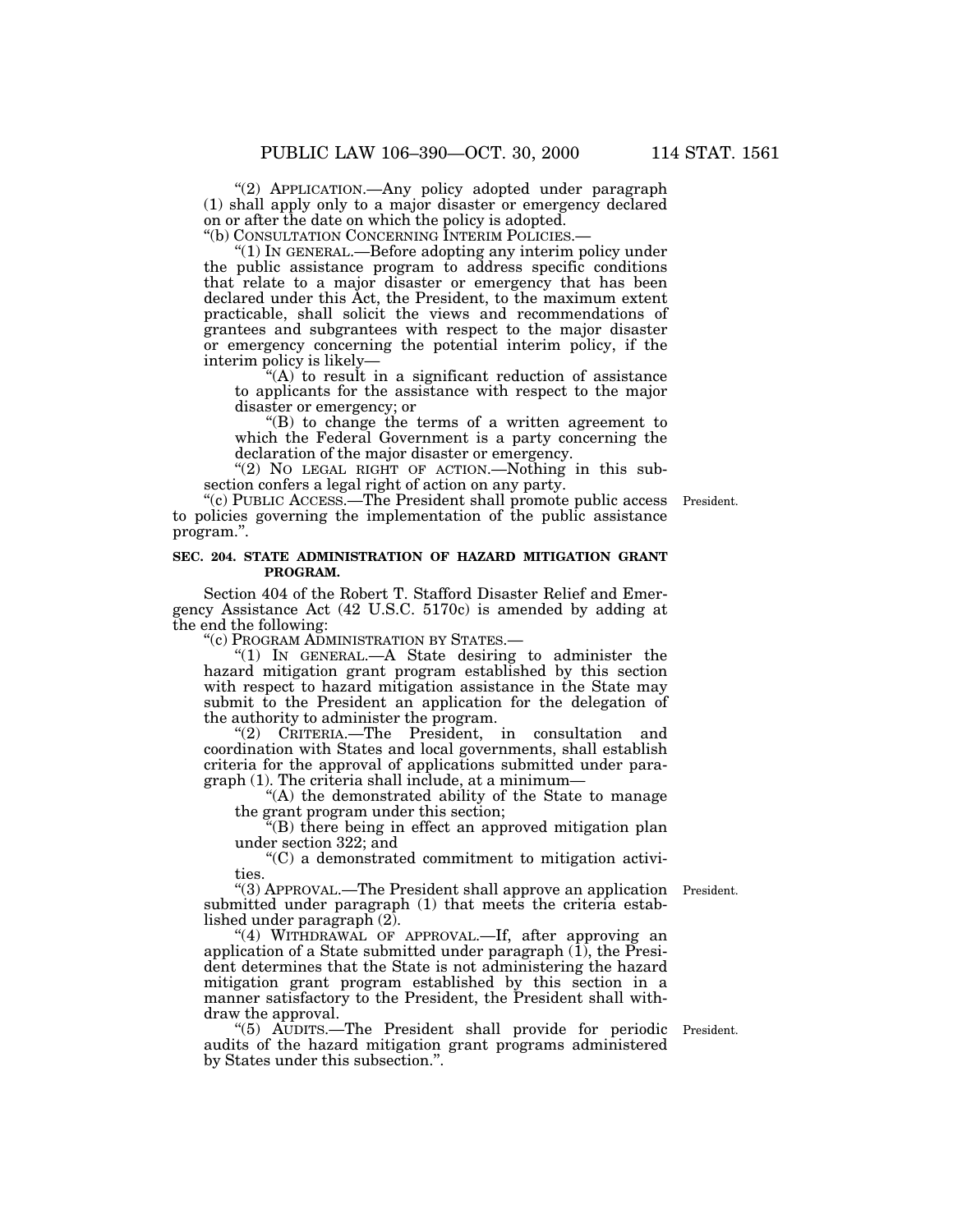"(2) APPLICATION.—Any policy adopted under paragraph (1) shall apply only to a major disaster or emergency declared on or after the date on which the policy is adopted.

"(b) CONSULTATION CONCERNING INTERIM POLICIES.—

"(1) IN GENERAL.—Before adopting any interim policy under the public assistance program to address specific conditions that relate to a major disaster or emergency that has been declared under this Act, the President, to the maximum extent practicable, shall solicit the views and recommendations of grantees and subgrantees with respect to the major disaster or emergency concerning the potential interim policy, if the interim policy is likely—

"(A) to result in a significant reduction of assistance to applicants for the assistance with respect to the major disaster or emergency; or

"(B) to change the terms of a written agreement to which the Federal Government is a party concerning the declaration of the major disaster or emergency.

"(2) NO LEGAL RIGHT OF ACTION.—Nothing in this subsection confers a legal right of action on any party.

"(c) PUBLIC ACCESS.—The President shall promote public access to policies governing the implementation of the public assistance program.". President.

**SEC. 204. STATE ADMINISTRATION OF HAZARD MITIGATION GRANT PROGRAM.**

Section 404 of the Robert T. Stafford Disaster Relief and Emergency Assistance Act (42 U.S.C. 5170c) is amended by adding at the end the following:

"(c) PROGRAM ADMINISTRATION BY STATES.—

"(1) IN GENERAL.—A State desiring to administer the hazard mitigation grant program established by this section with respect to hazard mitigation assistance in the State may submit to the President an application for the delegation of the authority to administer the program.

"(2) CRITERIA.—The President, in consultation and coordination with States and local governments, shall establish criteria for the approval of applications submitted under paragraph (1). The criteria shall include, at a minimum—

"(A) the demonstrated ability of the State to manage the grant program under this section;

"(B) there being in effect an approved mitigation plan under section 322; and

"(C) a demonstrated commitment to mitigation activities.

"(3) APPROVAL.—The President shall approve an application submitted under paragraph (1) that meets the criteria established under paragraph (2). President.

"(4) WITHDRAWAL OF APPROVAL.—If, after approving an application of a State submitted under paragraph (1), the President determines that the State is not administering the hazard mitigation grant program established by this section in a manner satisfactory to the President, the President shall withdraw the approval.

"(5) AUDITS.—The President shall provide for periodic audits of the hazard mitigation grant programs administered by States under this subsection.". President.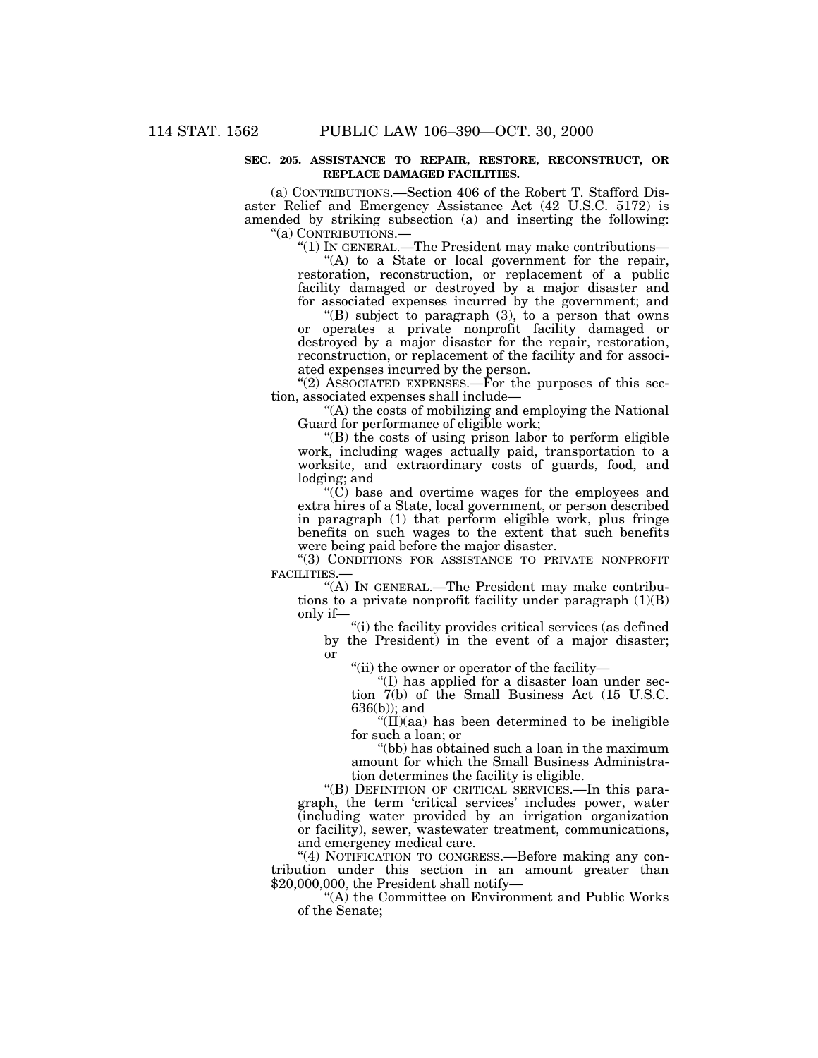**SEC. 205. ASSISTANCE TO REPAIR, RESTORE, RECONSTRUCT, OR REPLACE DAMAGED FACILITIES.**

(a) CONTRIBUTIONS.—Section 406 of the Robert T. Stafford Disaster Relief and Emergency Assistance Act (42 U.S.C. 5172) is amended by striking subsection (a) and inserting the following:

"(a) CONTRIBUTIONS.—

"(1) IN GENERAL.—The President may make contributions—

"(A) to a State or local government for the repair, restoration, reconstruction, or replacement of a public facility damaged or destroyed by a major disaster and for associated expenses incurred by the government; and

"(B) subject to paragraph (3), to a person that owns or operates a private nonprofit facility damaged or destroyed by a major disaster for the repair, restoration, reconstruction, or replacement of the facility and for associated expenses incurred by the person.

"(2) ASSOCIATED EXPENSES.—For the purposes of this section, associated expenses shall include—

"(A) the costs of mobilizing and employing the National Guard for performance of eligible work;

"(B) the costs of using prison labor to perform eligible work, including wages actually paid, transportation to a worksite, and extraordinary costs of guards, food, and lodging; and

"(C) base and overtime wages for the employees and extra hires of a State, local government, or person described in paragraph (1) that perform eligible work, plus fringe benefits on such wages to the extent that such benefits were being paid before the major disaster.

"(3) CONDITIONS FOR ASSISTANCE TO PRIVATE NONPROFIT FACILITIES.—

"(A) IN GENERAL.—The President may make contributions to a private nonprofit facility under paragraph (1)(B) only if—

"(i) the facility provides critical services (as defined by the President) in the event of a major disaster; or

"(ii) the owner or operator of the facility—

"(I) has applied for a disaster loan under section 7(b) of the Small Business Act (15 U.S.C. 636(b)); and

"(II)(aa) has been determined to be ineligible for such a loan; or

"(bb) has obtained such a loan in the maximum amount for which the Small Business Administration determines the facility is eligible.

"(B) DEFINITION OF CRITICAL SERVICES.—In this paragraph, the term 'critical services' includes power, water (including water provided by an irrigation organization or facility), sewer, wastewater treatment, communications, and emergency medical care.

"(4) NOTIFICATION TO CONGRESS.—Before making any contribution under this section in an amount greater than $20,000,000, the President shall notify—

"(A) the Committee on Environment and Public Works of the Senate;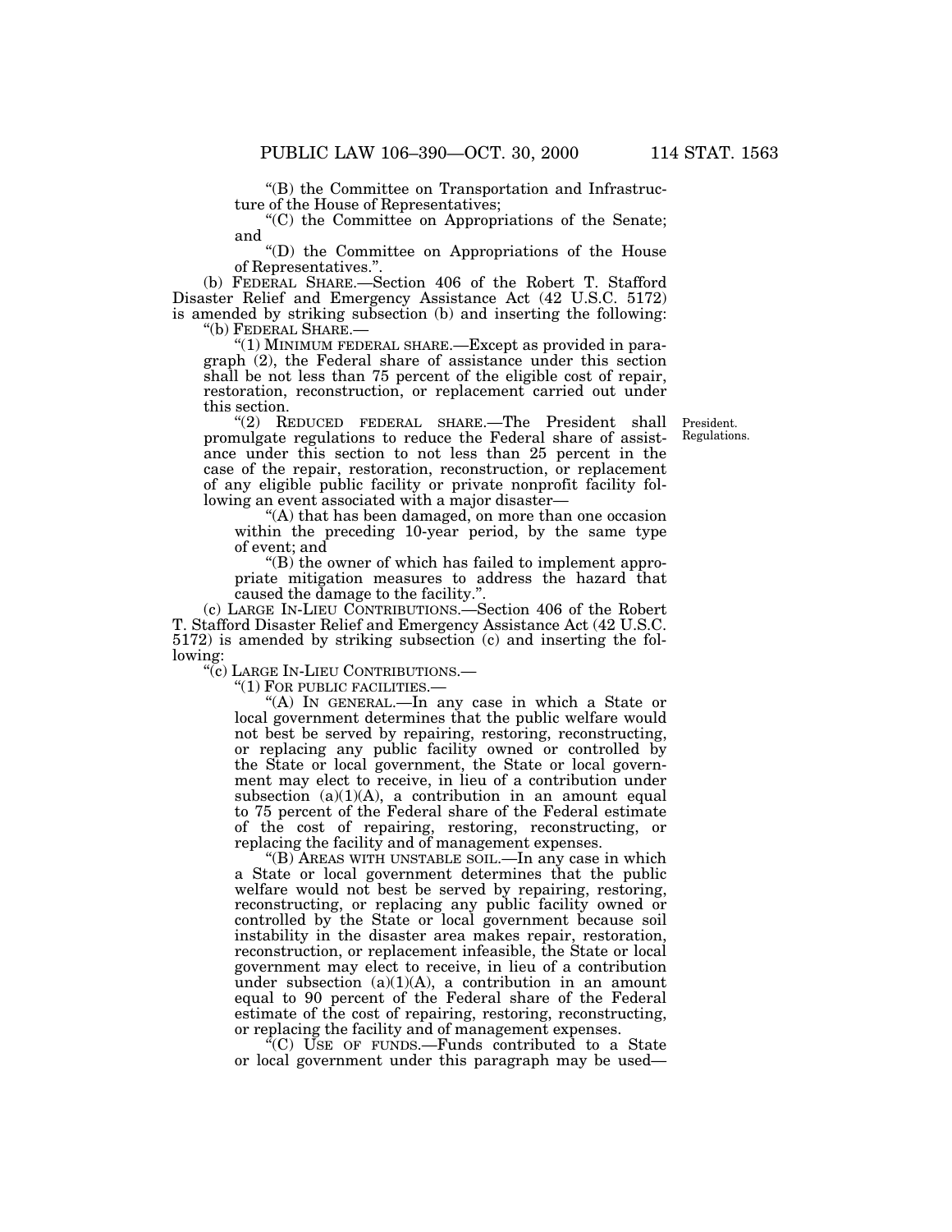"(B) the Committee on Transportation and Infrastructure of the House of Representatives;

"(C) the Committee on Appropriations of the Senate; and

"(D) the Committee on Appropriations of the House of Representatives.".

(b) FEDERAL SHARE.—Section 406 of the Robert T. Stafford Disaster Relief and Emergency Assistance Act (42 U.S.C. 5172) is amended by striking subsection (b) and inserting the following:

"(b) FEDERAL SHARE.—

"(1) MINIMUM FEDERAL SHARE.—Except as provided in paragraph (2), the Federal share of assistance under this section shall be not less than 75 percent of the eligible cost of repair, restoration, reconstruction, or replacement carried out under this section.

"(2) REDUCED FEDERAL SHARE.—The President shall promulgate regulations to reduce the Federal share of assistance under this section to not less than 25 percent in the case of the repair, restoration, reconstruction, or replacement of any eligible public facility or private nonprofit facility following an event associated with a major disaster—

President. Regulations.

"(A) that has been damaged, on more than one occasion within the preceding 10-year period, by the same type of event; and

"(B) the owner of which has failed to implement appropriate mitigation measures to address the hazard that caused the damage to the facility.".

(c) LARGE IN-LIEU CONTRIBUTIONS.—Section 406 of the Robert T. Stafford Disaster Relief and Emergency Assistance Act (42 U.S.C. 5172) is amended by striking subsection (c) and inserting the following:

"(c) LARGE IN-LIEU CONTRIBUTIONS.—

"(1) FOR PUBLIC FACILITIES.—

"(A) IN GENERAL.—In any case in which a State or local government determines that the public welfare would not best be served by repairing, restoring, reconstructing, or replacing any public facility owned or controlled by the State or local government, the State or local government may elect to receive, in lieu of a contribution under subsection (a)(1)(A), a contribution in an amount equal to 75 percent of the Federal share of the Federal estimate of the cost of repairing, restoring, reconstructing, or replacing the facility and of management expenses.

"(B) AREAS WITH UNSTABLE SOIL.—In any case in which a State or local government determines that the public welfare would not best be served by repairing, restoring, reconstructing, or replacing any public facility owned or controlled by the State or local government because soil instability in the disaster area makes repair, restoration, reconstruction, or replacement infeasible, the State or local government may elect to receive, in lieu of a contribution under subsection (a)(1)(A), a contribution in an amount equal to 90 percent of the Federal share of the Federal estimate of the cost of repairing, restoring, reconstructing, or replacing the facility and of management expenses.

"(C) USE OF FUNDS.—Funds contributed to a State or local government under this paragraph may be used—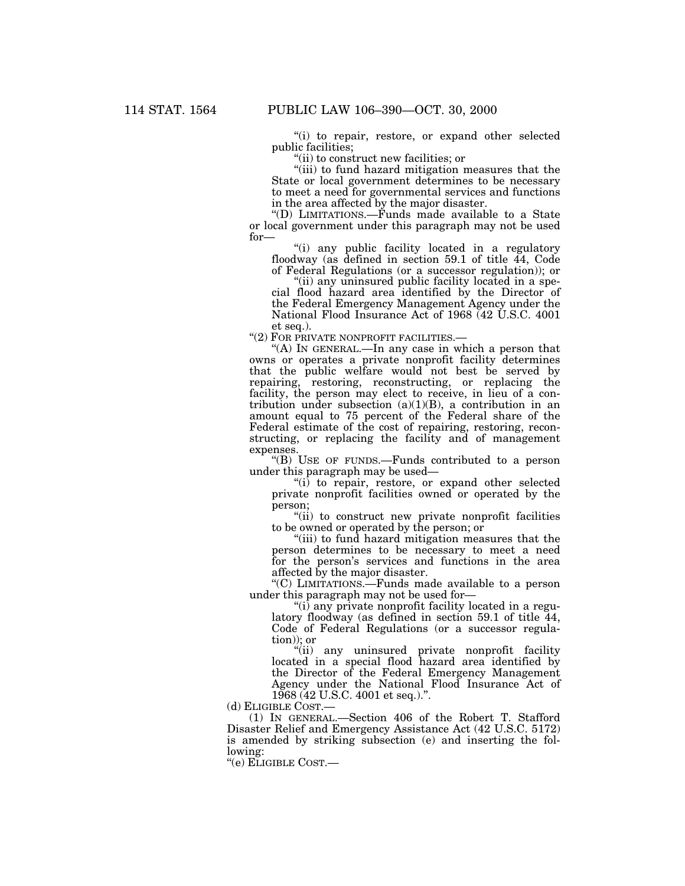"(i) to repair, restore, or expand other selected public facilities;

"(ii) to construct new facilities; or

"(iii) to fund hazard mitigation measures that the State or local government determines to be necessary to meet a need for governmental services and functions in the area affected by the major disaster.

"(D) LIMITATIONS.—Funds made available to a State or local government under this paragraph may not be used for—

"(i) any public facility located in a regulatory floodway (as defined in section 59.1 of title 44, Code of Federal Regulations (or a successor regulation)); or

"(ii) any uninsured public facility located in a special flood hazard area identified by the Director of the Federal Emergency Management Agency under the National Flood Insurance Act of 1968 (42 U.S.C. 4001 et seq.).

"(2) FOR PRIVATE NONPROFIT FACILITIES.—

"(A) IN GENERAL.—In any case in which a person that owns or operates a private nonprofit facility determines that the public welfare would not best be served by repairing, restoring, reconstructing, or replacing the facility, the person may elect to receive, in lieu of a contribution under subsection (a)(1)(B), a contribution in an amount equal to 75 percent of the Federal share of the Federal estimate of the cost of repairing, restoring, reconstructing, or replacing the facility and of management expenses.

"(B) USE OF FUNDS.—Funds contributed to a person under this paragraph may be used—

"(i) to repair, restore, or expand other selected private nonprofit facilities owned or operated by the person;

"(ii) to construct new private nonprofit facilities to be owned or operated by the person; or

"(iii) to fund hazard mitigation measures that the person determines to be necessary to meet a need for the person's services and functions in the area affected by the major disaster.

"(C) LIMITATIONS.—Funds made available to a person under this paragraph may not be used for—

"(i) any private nonprofit facility located in a regulatory floodway (as defined in section 59.1 of title 44, Code of Federal Regulations (or a successor regulation)); or

"(ii) any uninsured private nonprofit facility located in a special flood hazard area identified by the Director of the Federal Emergency Management Agency under the National Flood Insurance Act of 1968 (42 U.S.C. 4001 et seq.).".

(d) ELIGIBLE COST.—

(1) IN GENERAL.—Section 406 of the Robert T. Stafford Disaster Relief and Emergency Assistance Act (42 U.S.C. 5172) is amended by striking subsection (e) and inserting the following:

"(e) ELIGIBLE COST.—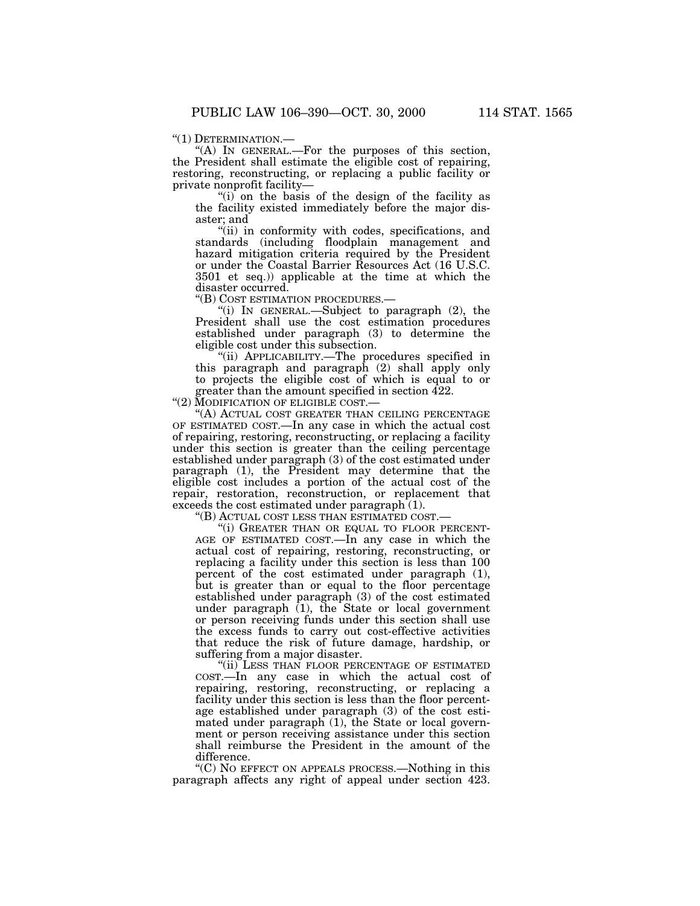"(1) DETERMINATION.—

"(A) IN GENERAL.—For the purposes of this section, the President shall estimate the eligible cost of repairing, restoring, reconstructing, or replacing a public facility or private nonprofit facility—

"(i) on the basis of the design of the facility as the facility existed immediately before the major disaster; and

"(ii) in conformity with codes, specifications, and standards (including floodplain management and hazard mitigation criteria required by the President or under the Coastal Barrier Resources Act (16 U.S.C. 3501 et seq.)) applicable at the time at which the disaster occurred.

"(B) COST ESTIMATION PROCEDURES.—

"(i) IN GENERAL.—Subject to paragraph (2), the President shall use the cost estimation procedures established under paragraph (3) to determine the eligible cost under this subsection.

"(ii) APPLICABILITY.—The procedures specified in this paragraph and paragraph (2) shall apply only to projects the eligible cost of which is equal to or greater than the amount specified in section 422.

"(2) MODIFICATION OF ELIGIBLE COST.—

"(A) ACTUAL COST GREATER THAN CEILING PERCENTAGE OF ESTIMATED COST.—In any case in which the actual cost of repairing, restoring, reconstructing, or replacing a facility under this section is greater than the ceiling percentage established under paragraph (3) of the cost estimated under paragraph (1), the President may determine that the eligible cost includes a portion of the actual cost of the repair, restoration, reconstruction, or replacement that exceeds the cost estimated under paragraph (1).

"(B) ACTUAL COST LESS THAN ESTIMATED COST.—

"(i) GREATER THAN OR EQUAL TO FLOOR PERCENTAGE OF ESTIMATED COST.—In any case in which the actual cost of repairing, restoring, reconstructing, or replacing a facility under this section is less than 100 percent of the cost estimated under paragraph (1), but is greater than or equal to the floor percentage established under paragraph (3) of the cost estimated under paragraph (1), the State or local government or person receiving funds under this section shall use the excess funds to carry out cost-effective activities that reduce the risk of future damage, hardship, or suffering from a major disaster.

"(ii) LESS THAN FLOOR PERCENTAGE OF ESTIMATED COST.—In any case in which the actual cost of repairing, restoring, reconstructing, or replacing a facility under this section is less than the floor percentage established under paragraph (3) of the cost estimated under paragraph (1), the State or local government or person receiving assistance under this section shall reimburse the President in the amount of the difference.

"(C) NO EFFECT ON APPEALS PROCESS.—Nothing in this paragraph affects any right of appeal under section 423.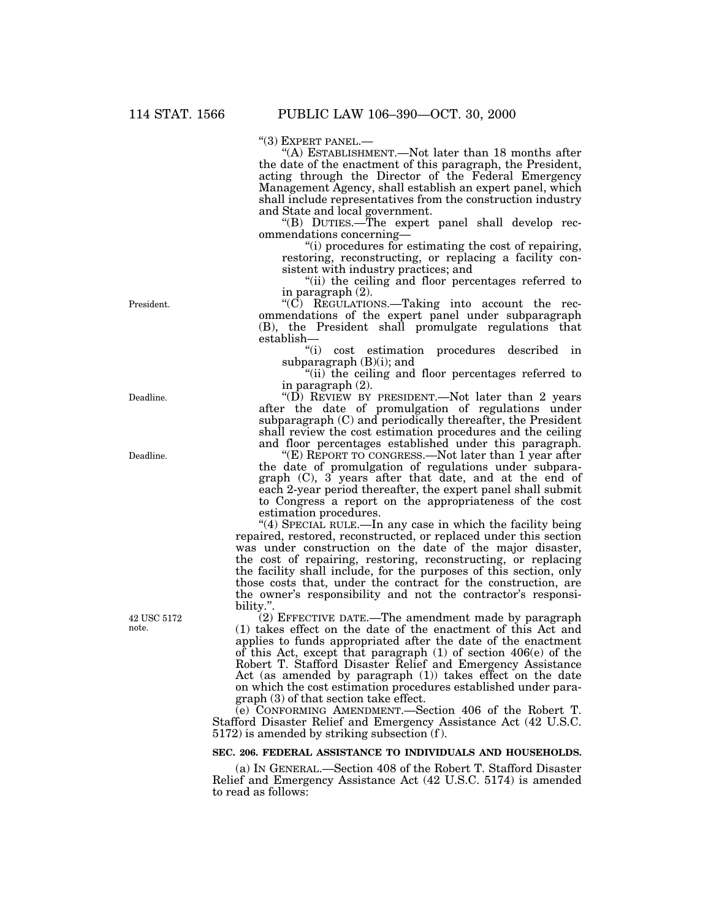"(3) EXPERT PANEL.—

"(A) ESTABLISHMENT.—Not later than 18 months after the date of the enactment of this paragraph, the President, acting through the Director of the Federal Emergency Management Agency, shall establish an expert panel, which shall include representatives from the construction industry and State and local government.

"(B) DUTIES.—The expert panel shall develop recommendations concerning—

"(i) procedures for estimating the cost of repairing, restoring, reconstructing, or replacing a facility consistent with industry practices; and

"(ii) the ceiling and floor percentages referred to in paragraph (2).

President.

"(C) REGULATIONS.—Taking into account the recommendations of the expert panel under subparagraph (B), the President shall promulgate regulations that establish—

"(i) cost estimation procedures described in subparagraph (B)(i); and

"(ii) the ceiling and floor percentages referred to in paragraph (2).

Deadline.

"(D) REVIEW BY PRESIDENT.—Not later than 2 years after the date of promulgation of regulations under subparagraph (C) and periodically thereafter, the President shall review the cost estimation procedures and the ceiling and floor percentages established under this paragraph.

Deadline.

"(E) REPORT TO CONGRESS.—Not later than 1 year after the date of promulgation of regulations under subparagraph (C), 3 years after that date, and at the end of each 2-year period thereafter, the expert panel shall submit to Congress a report on the appropriateness of the cost estimation procedures.

"(4) SPECIAL RULE.—In any case in which the facility being repaired, restored, reconstructed, or replaced under this section was under construction on the date of the major disaster, the cost of repairing, restoring, reconstructing, or replacing the facility shall include, for the purposes of this section, only those costs that, under the contract for the construction, are the owner's responsibility and not the contractor's responsibility.".

42 USC 5172 note.

(2) EFFECTIVE DATE.—The amendment made by paragraph (1) takes effect on the date of the enactment of this Act and applies to funds appropriated after the date of the enactment of this Act, except that paragraph (1) of section 406(e) of the Robert T. Stafford Disaster Relief and Emergency Assistance Act (as amended by paragraph (1)) takes effect on the date on which the cost estimation procedures established under paragraph (3) of that section take effect.

(e) CONFORMING AMENDMENT.—Section 406 of the Robert T. Stafford Disaster Relief and Emergency Assistance Act (42 U.S.C. 5172) is amended by striking subsection (f).

**SEC. 206. FEDERAL ASSISTANCE TO INDIVIDUALS AND HOUSEHOLDS.**

(a) IN GENERAL.—Section 408 of the Robert T. Stafford Disaster Relief and Emergency Assistance Act (42 U.S.C. 5174) is amended to read as follows: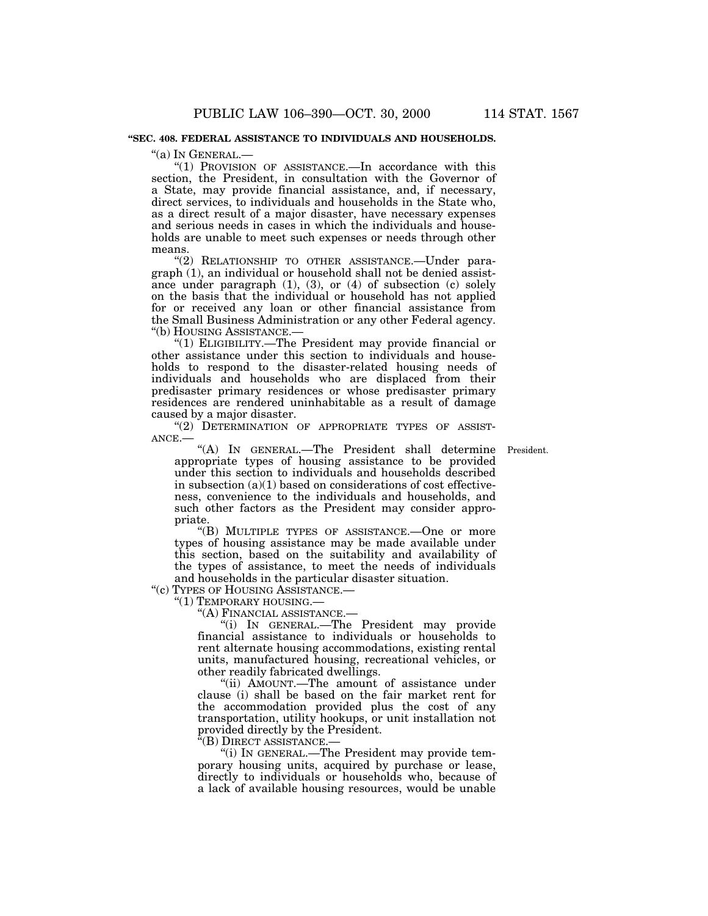**"SEC. 408. FEDERAL ASSISTANCE TO INDIVIDUALS AND HOUSEHOLDS.**

"(a) IN GENERAL.—

"(1) PROVISION OF ASSISTANCE.—In accordance with this section, the President, in consultation with the Governor of a State, may provide financial assistance, and, if necessary, direct services, to individuals and households in the State who, as a direct result of a major disaster, have necessary expenses and serious needs in cases in which the individuals and households are unable to meet such expenses or needs through other means.

"(2) RELATIONSHIP TO OTHER ASSISTANCE.—Under paragraph (1), an individual or household shall not be denied assistance under paragraph (1), (3), or (4) of subsection (c) solely on the basis that the individual or household has not applied for or received any loan or other financial assistance from the Small Business Administration or any other Federal agency.

"(b) HOUSING ASSISTANCE.—

"(1) ELIGIBILITY.—The President may provide financial or other assistance under this section to individuals and households to respond to the disaster-related housing needs of individuals and households who are displaced from their predisaster primary residences or whose predisaster primary residences are rendered uninhabitable as a result of damage caused by a major disaster.

"(2) DETERMINATION OF APPROPRIATE TYPES OF ASSISTANCE.—

President.

"(A) IN GENERAL.—The President shall determine appropriate types of housing assistance to be provided under this section to individuals and households described in subsection (a)(1) based on considerations of cost effectiveness, convenience to the individuals and households, and such other factors as the President may consider appropriate.

"(B) MULTIPLE TYPES OF ASSISTANCE.—One or more types of housing assistance may be made available under this section, based on the suitability and availability of the types of assistance, to meet the needs of individuals and households in the particular disaster situation.

"(c) TYPES OF HOUSING ASSISTANCE.—

"(1) TEMPORARY HOUSING.—

"(A) FINANCIAL ASSISTANCE.—

"(i) IN GENERAL.—The President may provide financial assistance to individuals or households to rent alternate housing accommodations, existing rental units, manufactured housing, recreational vehicles, or other readily fabricated dwellings.

"(ii) AMOUNT.—The amount of assistance under clause (i) shall be based on the fair market rent for the accommodation provided plus the cost of any transportation, utility hookups, or unit installation not provided directly by the President.

"(B) DIRECT ASSISTANCE.—

"(i) IN GENERAL.—The President may provide temporary housing units, acquired by purchase or lease, directly to individuals or households who, because of a lack of available housing resources, would be unable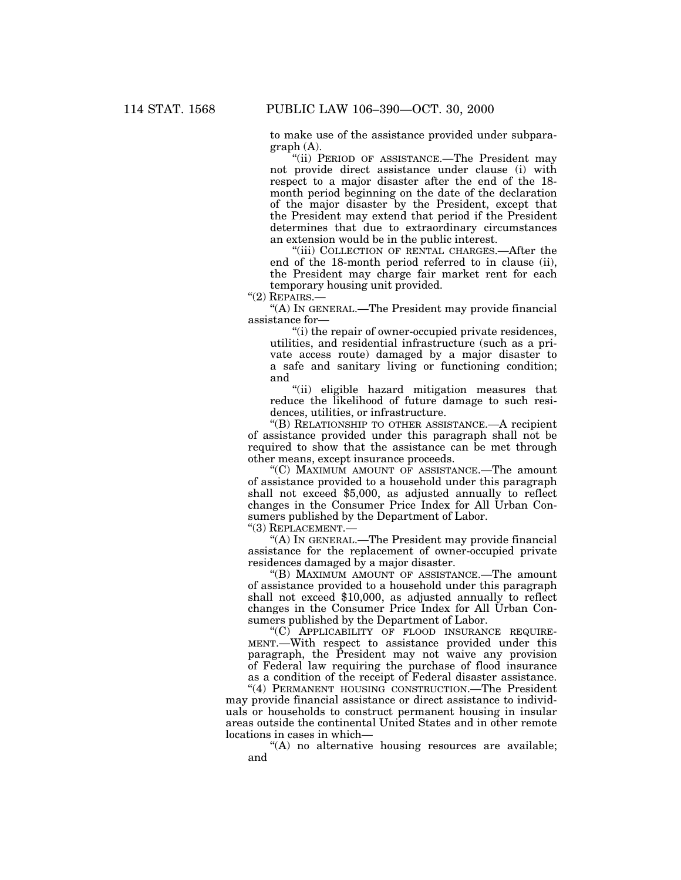to make use of the assistance provided under subparagraph (A).

"(ii) PERIOD OF ASSISTANCE.—The President may not provide direct assistance under clause (i) with respect to a major disaster after the end of the 18-month period beginning on the date of the declaration of the major disaster by the President, except that the President may extend that period if the President determines that due to extraordinary circumstances an extension would be in the public interest.

"(iii) COLLECTION OF RENTAL CHARGES.—After the end of the 18-month period referred to in clause (ii), the President may charge fair market rent for each temporary housing unit provided.

"(2) REPAIRS.—

"(A) IN GENERAL.—The President may provide financial assistance for—

"(i) the repair of owner-occupied private residences, utilities, and residential infrastructure (such as a private access route) damaged by a major disaster to a safe and sanitary living or functioning condition; and

"(ii) eligible hazard mitigation measures that reduce the likelihood of future damage to such residences, utilities, or infrastructure.

"(B) RELATIONSHIP TO OTHER ASSISTANCE.—A recipient of assistance provided under this paragraph shall not be required to show that the assistance can be met through other means, except insurance proceeds.

"(C) MAXIMUM AMOUNT OF ASSISTANCE.—The amount of assistance provided to a household under this paragraph shall not exceed $5,000, as adjusted annually to reflect changes in the Consumer Price Index for All Urban Consumers published by the Department of Labor.

"(3) REPLACEMENT.—

"(A) IN GENERAL.—The President may provide financial assistance for the replacement of owner-occupied private residences damaged by a major disaster.

"(B) MAXIMUM AMOUNT OF ASSISTANCE.—The amount of assistance provided to a household under this paragraph shall not exceed $10,000, as adjusted annually to reflect changes in the Consumer Price Index for All Urban Consumers published by the Department of Labor.

"(C) APPLICABILITY OF FLOOD INSURANCE REQUIREMENT.—With respect to assistance provided under this paragraph, the President may not waive any provision of Federal law requiring the purchase of flood insurance as a condition of the receipt of Federal disaster assistance.

"(4) PERMANENT HOUSING CONSTRUCTION.—The President may provide financial assistance or direct assistance to individuals or households to construct permanent housing in insular areas outside the continental United States and in other remote locations in cases in which—

"(A) no alternative housing resources are available; and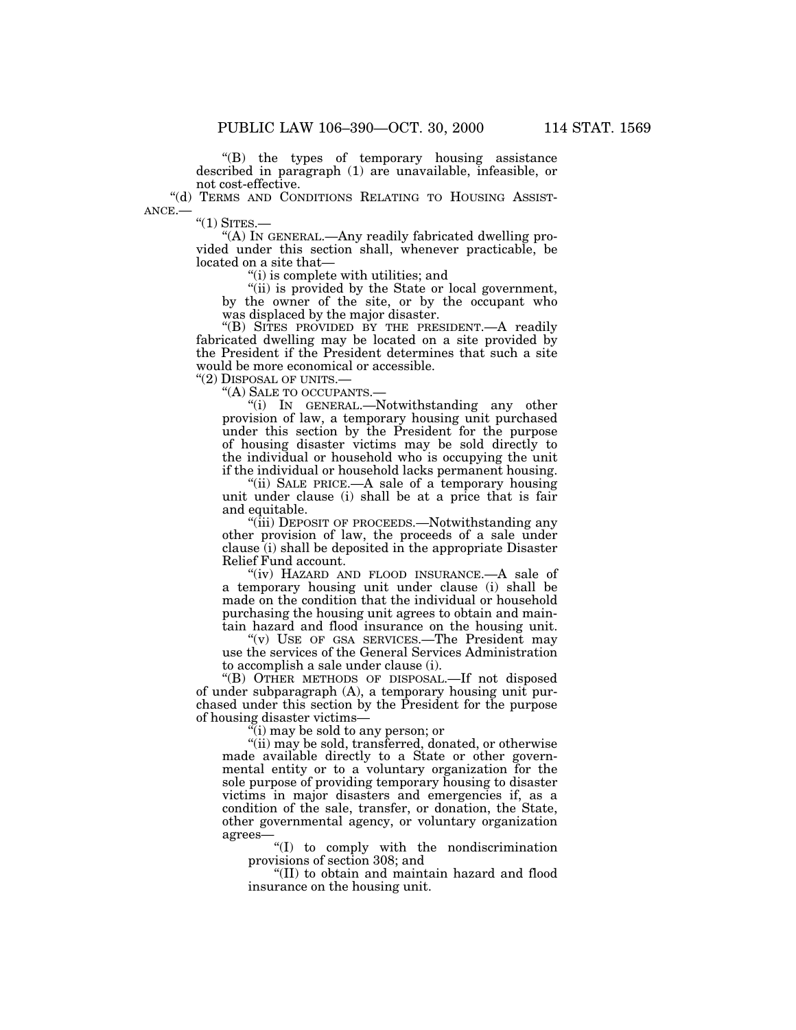"(B) the types of temporary housing assistance described in paragraph (1) are unavailable, infeasible, or not cost-effective.

"(d) TERMS AND CONDITIONS RELATING TO HOUSING ASSISTANCE.—

"(1) SITES.—

"(A) IN GENERAL.—Any readily fabricated dwelling provided under this section shall, whenever practicable, be located on a site that—

"(i) is complete with utilities; and

"(ii) is provided by the State or local government, by the owner of the site, or by the occupant who was displaced by the major disaster.

"(B) SITES PROVIDED BY THE PRESIDENT.—A readily fabricated dwelling may be located on a site provided by the President if the President determines that such a site would be more economical or accessible.

"(2) DISPOSAL OF UNITS.—

"(A) SALE TO OCCUPANTS.—

"(i) IN GENERAL.—Notwithstanding any other provision of law, a temporary housing unit purchased under this section by the President for the purpose of housing disaster victims may be sold directly to the individual or household who is occupying the unit if the individual or household lacks permanent housing.

"(ii) SALE PRICE.—A sale of a temporary housing unit under clause (i) shall be at a price that is fair and equitable.

"(iii) DEPOSIT OF PROCEEDS.—Notwithstanding any other provision of law, the proceeds of a sale under clause (i) shall be deposited in the appropriate Disaster Relief Fund account.

"(iv) HAZARD AND FLOOD INSURANCE.—A sale of a temporary housing unit under clause (i) shall be made on the condition that the individual or household purchasing the housing unit agrees to obtain and maintain hazard and flood insurance on the housing unit.

"(v) USE OF GSA SERVICES.—The President may use the services of the General Services Administration to accomplish a sale under clause (i).

"(B) OTHER METHODS OF DISPOSAL.—If not disposed of under subparagraph (A), a temporary housing unit purchased under this section by the President for the purpose of housing disaster victims—

"(i) may be sold to any person; or

"(ii) may be sold, transferred, donated, or otherwise made available directly to a State or other governmental entity or to a voluntary organization for the sole purpose of providing temporary housing to disaster victims in major disasters and emergencies if, as a condition of the sale, transfer, or donation, the State, other governmental agency, or voluntary organization agrees—

"(I) to comply with the nondiscrimination provisions of section 308; and

"(II) to obtain and maintain hazard and flood insurance on the housing unit.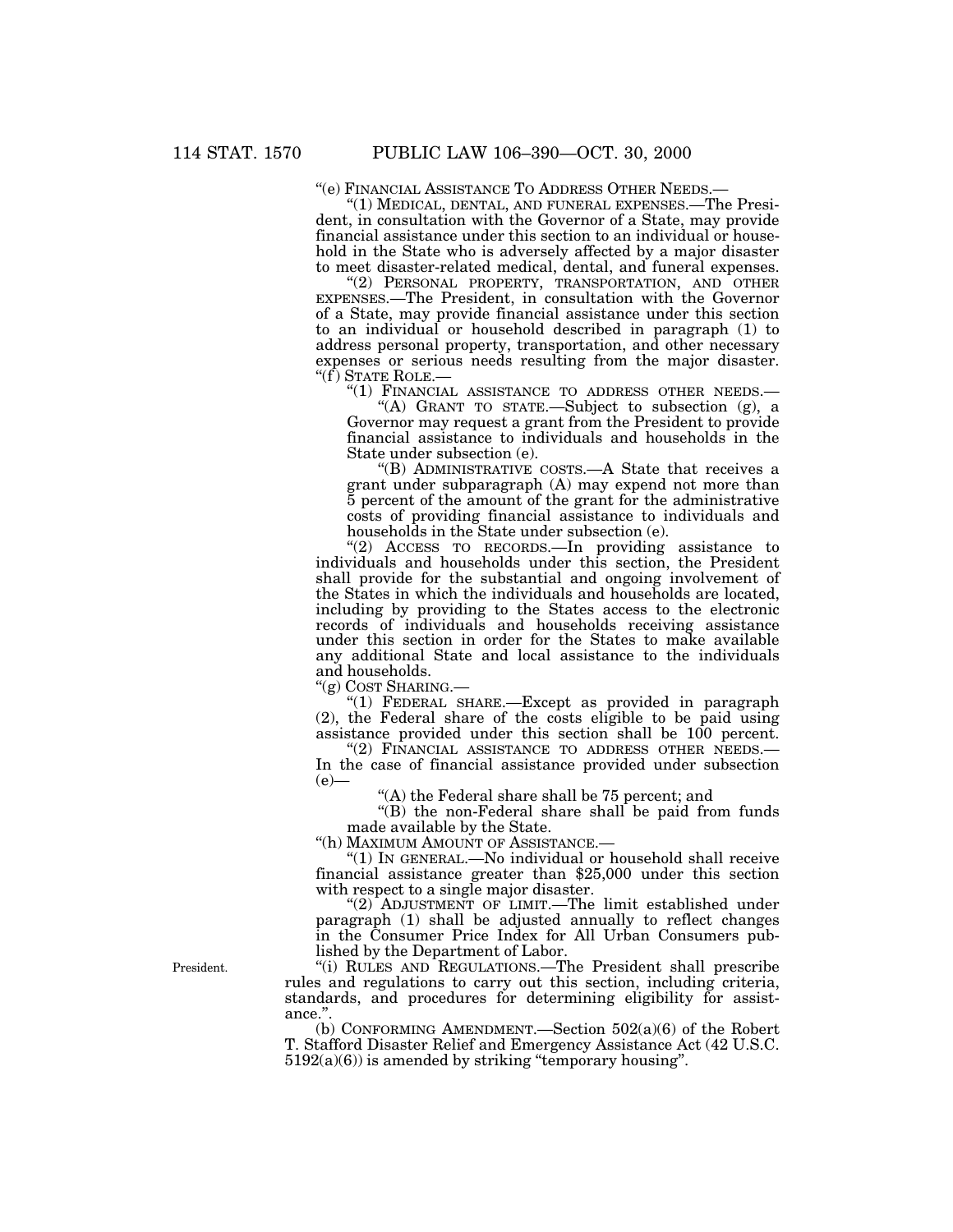"(e) FINANCIAL ASSISTANCE TO ADDRESS OTHER NEEDS.—

"(1) MEDICAL, DENTAL, AND FUNERAL EXPENSES.—The President, in consultation with the Governor of a State, may provide financial assistance under this section to an individual or household in the State who is adversely affected by a major disaster to meet disaster-related medical, dental, and funeral expenses.

"(2) PERSONAL PROPERTY, TRANSPORTATION, AND OTHER EXPENSES.—The President, in consultation with the Governor of a State, may provide financial assistance under this section to an individual or household described in paragraph (1) to address personal property, transportation, and other necessary expenses or serious needs resulting from the major disaster.

"(f) STATE ROLE.—

"(1) FINANCIAL ASSISTANCE TO ADDRESS OTHER NEEDS.—

"(A) GRANT TO STATE.—Subject to subsection (g), a Governor may request a grant from the President to provide financial assistance to individuals and households in the State under subsection (e).

"(B) ADMINISTRATIVE COSTS.—A State that receives a grant under subparagraph (A) may expend not more than 5 percent of the amount of the grant for the administrative costs of providing financial assistance to individuals and households in the State under subsection (e).

"(2) ACCESS TO RECORDS.—In providing assistance to individuals and households under this section, the President shall provide for the substantial and ongoing involvement of the States in which the individuals and households are located, including by providing to the States access to the electronic records of individuals and households receiving assistance under this section in order for the States to make available any additional State and local assistance to the individuals and households.

"(g) COST SHARING.—

"(1) FEDERAL SHARE.—Except as provided in paragraph (2), the Federal share of the costs eligible to be paid using assistance provided under this section shall be 100 percent.

"(2) FINANCIAL ASSISTANCE TO ADDRESS OTHER NEEDS.—In the case of financial assistance provided under subsection (e)—

"(A) the Federal share shall be 75 percent; and

"(B) the non-Federal share shall be paid from funds made available by the State.

"(h) MAXIMUM AMOUNT OF ASSISTANCE.—

"(1) IN GENERAL.—No individual or household shall receive financial assistance greater than $25,000 under this section with respect to a single major disaster.

"(2) ADJUSTMENT OF LIMIT.—The limit established under paragraph (1) shall be adjusted annually to reflect changes in the Consumer Price Index for All Urban Consumers published by the Department of Labor.

President.

"(i) RULES AND REGULATIONS.—The President shall prescribe rules and regulations to carry out this section, including criteria, standards, and procedures for determining eligibility for assistance.".

(b) CONFORMING AMENDMENT.—Section 502(a)(6) of the Robert T. Stafford Disaster Relief and Emergency Assistance Act (42 U.S.C. 5192(a)(6)) is amended by striking "temporary housing".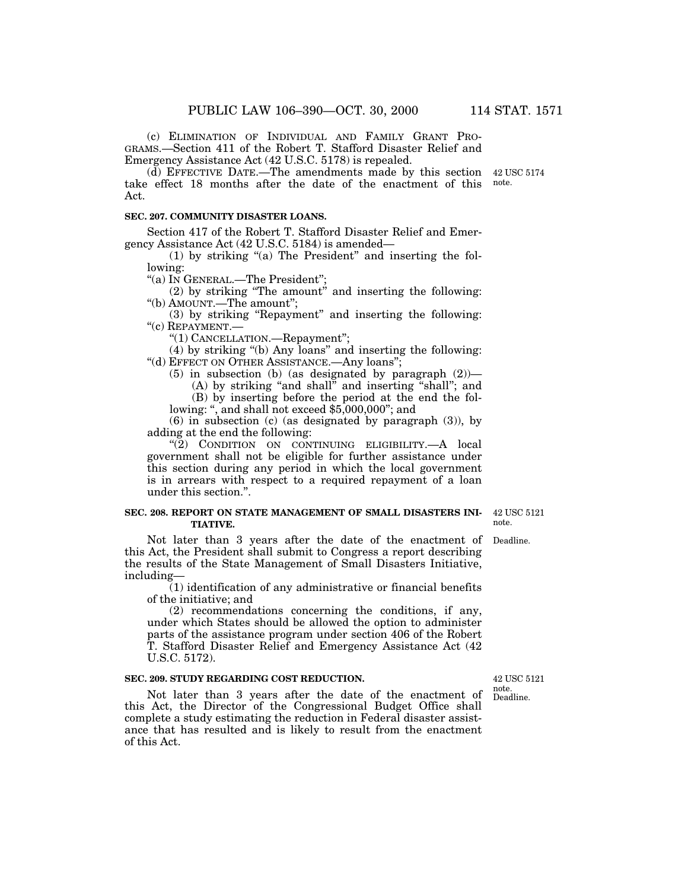(c) ELIMINATION OF INDIVIDUAL AND FAMILY GRANT PROGRAMS.—Section 411 of the Robert T. Stafford Disaster Relief and Emergency Assistance Act (42 U.S.C. 5178) is repealed.

(d) EFFECTIVE DATE.—The amendments made by this section take effect 18 months after the date of the enactment of this Act.

42 USC 5174 note.

**SEC. 207. COMMUNITY DISASTER LOANS.**

Section 417 of the Robert T. Stafford Disaster Relief and Emergency Assistance Act (42 U.S.C. 5184) is amended—

(1) by striking "(a) The President" and inserting the following:

"(a) IN GENERAL.—The President";

(2) by striking "The amount" and inserting the following: "(b) AMOUNT.—The amount";

(3) by striking "Repayment" and inserting the following: "(c) REPAYMENT.—

"(1) CANCELLATION.—Repayment";

(4) by striking "(b) Any loans" and inserting the following: "(d) EFFECT ON OTHER ASSISTANCE.—Any loans";

(5) in subsection (b) (as designated by paragraph (2))—

(A) by striking "and shall" and inserting "shall"; and

(B) by inserting before the period at the end the following: ", and shall not exceed $5,000,000"; and

(6) in subsection (c) (as designated by paragraph (3)), by adding at the end the following:

"(2) CONDITION ON CONTINUING ELIGIBILITY.—A local government shall not be eligible for further assistance under this section during any period in which the local government is in arrears with respect to a required repayment of a loan under this section.".

**SEC. 208. REPORT ON STATE MANAGEMENT OF SMALL DISASTERS INITIATIVE.**

42 USC 5121 note.

Deadline.

Not later than 3 years after the date of the enactment of this Act, the President shall submit to Congress a report describing the results of the State Management of Small Disasters Initiative, including—

(1) identification of any administrative or financial benefits of the initiative; and

(2) recommendations concerning the conditions, if any, under which States should be allowed the option to administer parts of the assistance program under section 406 of the Robert T. Stafford Disaster Relief and Emergency Assistance Act (42 U.S.C. 5172).

**SEC. 209. STUDY REGARDING COST REDUCTION.**

42 USC 5121 note.

Deadline.

Not later than 3 years after the date of the enactment of this Act, the Director of the Congressional Budget Office shall complete a study estimating the reduction in Federal disaster assistance that has resulted and is likely to result from the enactment of this Act.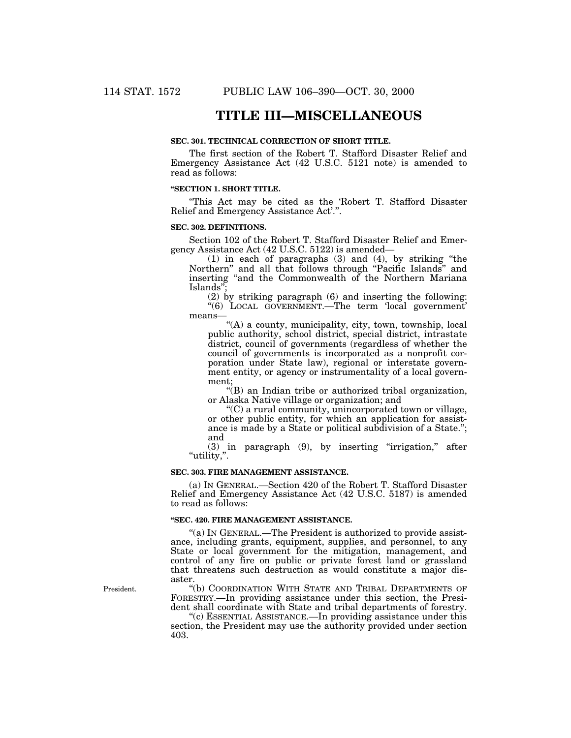# TITLE III—MISCELLANEOUS

**SEC. 301. TECHNICAL CORRECTION OF SHORT TITLE.**

The first section of the Robert T. Stafford Disaster Relief and Emergency Assistance Act (42 U.S.C. 5121 note) is amended to read as follows:

**"SECTION 1. SHORT TITLE.**

"This Act may be cited as the 'Robert T. Stafford Disaster Relief and Emergency Assistance Act'.".

**SEC. 302. DEFINITIONS.**

Section 102 of the Robert T. Stafford Disaster Relief and Emergency Assistance Act (42 U.S.C. 5122) is amended—

(1) in each of paragraphs (3) and (4), by striking "the Northern" and all that follows through "Pacific Islands" and inserting "and the Commonwealth of the Northern Mariana Islands";

(2) by striking paragraph (6) and inserting the following:

"(6) LOCAL GOVERNMENT.—The term 'local government' means—

"(A) a county, municipality, city, town, township, local public authority, school district, special district, intrastate district, council of governments (regardless of whether the council of governments is incorporated as a nonprofit corporation under State law), regional or interstate government entity, or agency or instrumentality of a local government;

"(B) an Indian tribe or authorized tribal organization, or Alaska Native village or organization; and

"(C) a rural community, unincorporated town or village, or other public entity, for which an application for assistance is made by a State or political subdivision of a State."; and

(3) in paragraph (9), by inserting "irrigation," after "utility,".

**SEC. 303. FIRE MANAGEMENT ASSISTANCE.**

(a) IN GENERAL.—Section 420 of the Robert T. Stafford Disaster Relief and Emergency Assistance Act (42 U.S.C. 5187) is amended to read as follows:

**"SEC. 420. FIRE MANAGEMENT ASSISTANCE.**

"(a) IN GENERAL.—The President is authorized to provide assistance, including grants, equipment, supplies, and personnel, to any State or local government for the mitigation, management, and control of any fire on public or private forest land or grassland that threatens such destruction as would constitute a major disaster.

President.

"(b) COORDINATION WITH STATE AND TRIBAL DEPARTMENTS OF FORESTRY.—In providing assistance under this section, the President shall coordinate with State and tribal departments of forestry.

"(c) ESSENTIAL ASSISTANCE.—In providing assistance under this section, the President may use the authority provided under section 403.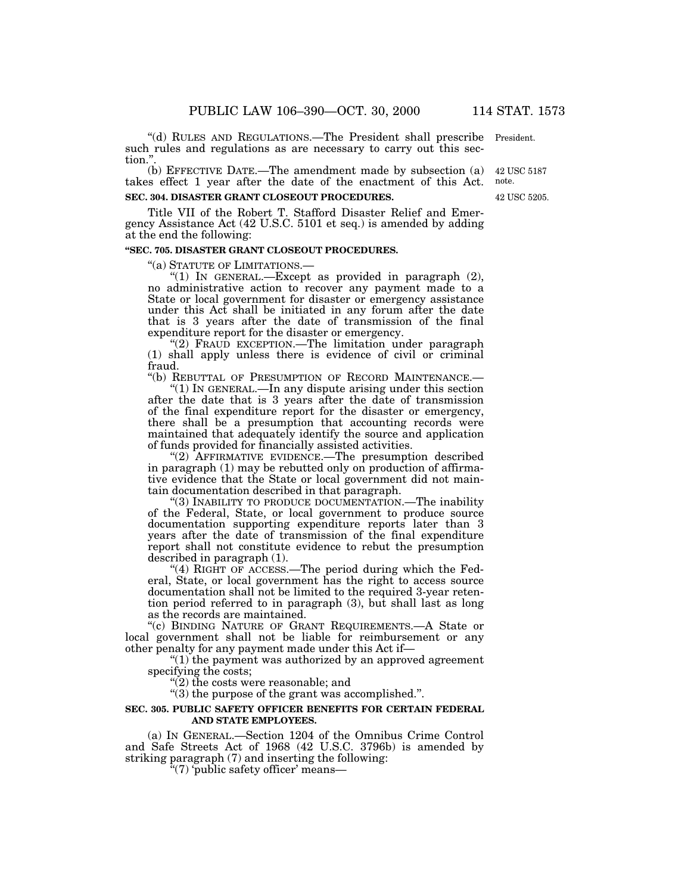"(d) RULES AND REGULATIONS.—The President shall prescribe such rules and regulations as are necessary to carry out this section.".

President.

(b) EFFECTIVE DATE.—The amendment made by subsection (a) takes effect 1 year after the date of the enactment of this Act.

42 USC 5187 note.

**SEC. 304. DISASTER GRANT CLOSEOUT PROCEDURES.**

42 USC 5205.

Title VII of the Robert T. Stafford Disaster Relief and Emergency Assistance Act (42 U.S.C. 5101 et seq.) is amended by adding at the end the following:

**"SEC. 705. DISASTER GRANT CLOSEOUT PROCEDURES.**

"(a) STATUTE OF LIMITATIONS.—

"(1) IN GENERAL.—Except as provided in paragraph (2), no administrative action to recover any payment made to a State or local government for disaster or emergency assistance under this Act shall be initiated in any forum after the date that is 3 years after the date of transmission of the final expenditure report for the disaster or emergency.

"(2) FRAUD EXCEPTION.—The limitation under paragraph (1) shall apply unless there is evidence of civil or criminal fraud.

"(b) REBUTTAL OF PRESUMPTION OF RECORD MAINTENANCE.—

"(1) IN GENERAL.—In any dispute arising under this section after the date that is 3 years after the date of transmission of the final expenditure report for the disaster or emergency, there shall be a presumption that accounting records were maintained that adequately identify the source and application of funds provided for financially assisted activities.

"(2) AFFIRMATIVE EVIDENCE.—The presumption described in paragraph (1) may be rebutted only on production of affirmative evidence that the State or local government did not maintain documentation described in that paragraph.

"(3) INABILITY TO PRODUCE DOCUMENTATION.—The inability of the Federal, State, or local government to produce source documentation supporting expenditure reports later than 3 years after the date of transmission of the final expenditure report shall not constitute evidence to rebut the presumption described in paragraph (1).

"(4) RIGHT OF ACCESS.—The period during which the Federal, State, or local government has the right to access source documentation shall not be limited to the required 3-year retention period referred to in paragraph (3), but shall last as long as the records are maintained.

"(c) BINDING NATURE OF GRANT REQUIREMENTS.—A State or local government shall not be liable for reimbursement or any other penalty for any payment made under this Act if—

"(1) the payment was authorized by an approved agreement specifying the costs;

"(2) the costs were reasonable; and

"(3) the purpose of the grant was accomplished.".

**SEC. 305. PUBLIC SAFETY OFFICER BENEFITS FOR CERTAIN FEDERAL AND STATE EMPLOYEES.**

(a) IN GENERAL.—Section 1204 of the Omnibus Crime Control and Safe Streets Act of 1968 (42 U.S.C. 3796b) is amended by striking paragraph (7) and inserting the following:

"(7) 'public safety officer' means—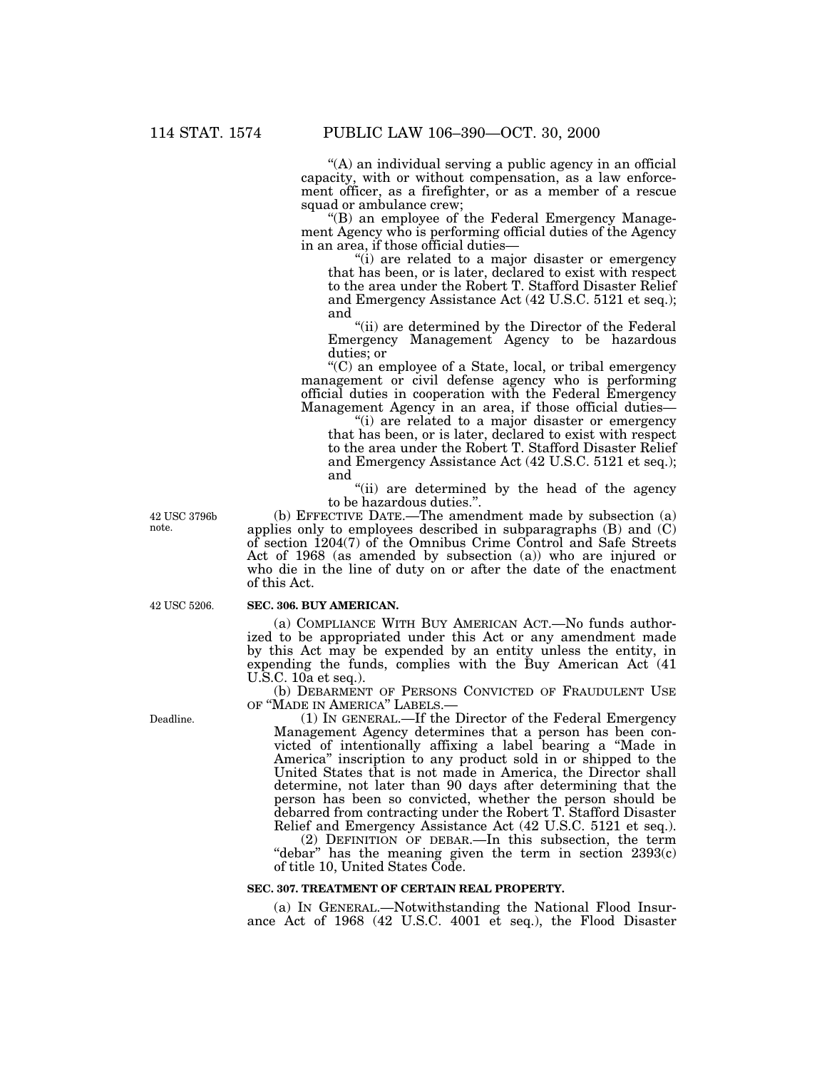"(A) an individual serving a public agency in an official capacity, with or without compensation, as a law enforcement officer, as a firefighter, or as a member of a rescue squad or ambulance crew;

"(B) an employee of the Federal Emergency Management Agency who is performing official duties of the Agency in an area, if those official duties—

"(i) are related to a major disaster or emergency that has been, or is later, declared to exist with respect to the area under the Robert T. Stafford Disaster Relief and Emergency Assistance Act (42 U.S.C. 5121 et seq.); and

"(ii) are determined by the Director of the Federal Emergency Management Agency to be hazardous duties; or

"(C) an employee of a State, local, or tribal emergency management or civil defense agency who is performing official duties in cooperation with the Federal Emergency Management Agency in an area, if those official duties—

"(i) are related to a major disaster or emergency that has been, or is later, declared to exist with respect to the area under the Robert T. Stafford Disaster Relief and Emergency Assistance Act (42 U.S.C. 5121 et seq.); and

"(ii) are determined by the head of the agency to be hazardous duties.".

42 USC 3796b note.

(b) EFFECTIVE DATE.—The amendment made by subsection (a) applies only to employees described in subparagraphs (B) and (C) of section 1204(7) of the Omnibus Crime Control and Safe Streets Act of 1968 (as amended by subsection (a)) who are injured or who die in the line of duty on or after the date of the enactment of this Act.

42 USC 5206.

**SEC. 306. BUY AMERICAN.**

(a) COMPLIANCE WITH BUY AMERICAN ACT.—No funds authorized to be appropriated under this Act or any amendment made by this Act may be expended by an entity unless the entity, in expending the funds, complies with the Buy American Act (41 U.S.C. 10a et seq.).

(b) DEBARMENT OF PERSONS CONVICTED OF FRAUDULENT USE OF "MADE IN AMERICA" LABELS.—

Deadline.

(1) IN GENERAL.—If the Director of the Federal Emergency Management Agency determines that a person has been convicted of intentionally affixing a label bearing a "Made in America" inscription to any product sold in or shipped to the United States that is not made in America, the Director shall determine, not later than 90 days after determining that the person has been so convicted, whether the person should be debarred from contracting under the Robert T. Stafford Disaster Relief and Emergency Assistance Act (42 U.S.C. 5121 et seq.).

(2) DEFINITION OF DEBAR.—In this subsection, the term "debar" has the meaning given the term in section 2393(c) of title 10, United States Code.

**SEC. 307. TREATMENT OF CERTAIN REAL PROPERTY.**

(a) IN GENERAL.—Notwithstanding the National Flood Insurance Act of 1968 (42 U.S.C. 4001 et seq.), the Flood Disaster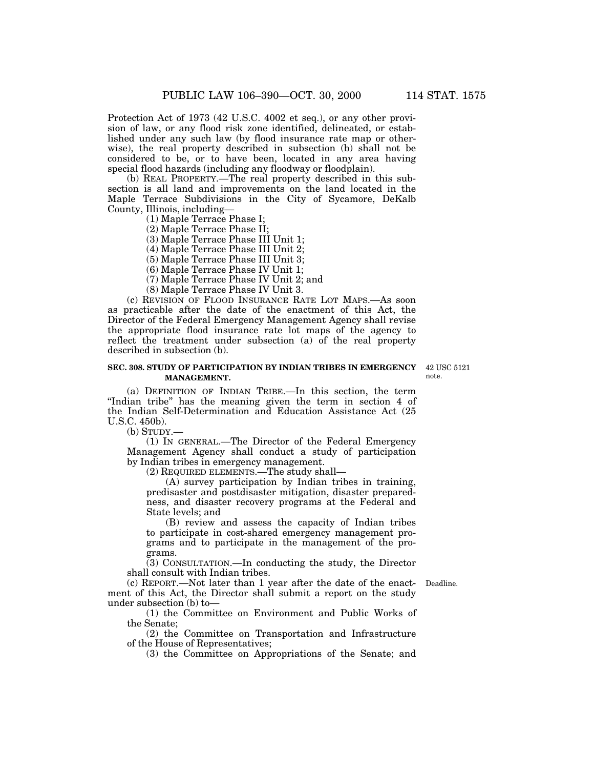Protection Act of 1973 (42 U.S.C. 4002 et seq.), or any other provision of law, or any flood risk zone identified, delineated, or established under any such law (by flood insurance rate map or otherwise), the real property described in subsection (b) shall not be considered to be, or to have been, located in any area having special flood hazards (including any floodway or floodplain).

(b) REAL PROPERTY.—The real property described in this subsection is all land and improvements on the land located in the Maple Terrace Subdivisions in the City of Sycamore, DeKalb County, Illinois, including—

(1) Maple Terrace Phase I;

(2) Maple Terrace Phase II;

(3) Maple Terrace Phase III Unit 1;

(4) Maple Terrace Phase III Unit 2;

(5) Maple Terrace Phase III Unit 3;

(6) Maple Terrace Phase IV Unit 1;

(7) Maple Terrace Phase IV Unit 2; and

(8) Maple Terrace Phase IV Unit 3.

(c) REVISION OF FLOOD INSURANCE RATE LOT MAPS.—As soon as practicable after the date of the enactment of this Act, the Director of the Federal Emergency Management Agency shall revise the appropriate flood insurance rate lot maps of the agency to reflect the treatment under subsection (a) of the real property described in subsection (b).

**SEC. 308. STUDY OF PARTICIPATION BY INDIAN TRIBES IN EMERGENCY MANAGEMENT.**

42 USC 5121 note.

(a) DEFINITION OF INDIAN TRIBE.—In this section, the term "Indian tribe" has the meaning given the term in section 4 of the Indian Self-Determination and Education Assistance Act (25 U.S.C. 450b).

(b) STUDY.—

(1) IN GENERAL.—The Director of the Federal Emergency Management Agency shall conduct a study of participation by Indian tribes in emergency management.

(2) REQUIRED ELEMENTS.—The study shall—

(A) survey participation by Indian tribes in training, predisaster and postdisaster mitigation, disaster preparedness, and disaster recovery programs at the Federal and State levels; and

(B) review and assess the capacity of Indian tribes to participate in cost-shared emergency management programs and to participate in the management of the programs.

(3) CONSULTATION.—In conducting the study, the Director shall consult with Indian tribes.

(c) REPORT.—Not later than 1 year after the date of the enactment of this Act, the Director shall submit a report on the study under subsection (b) to—

Deadline.

(1) the Committee on Environment and Public Works of the Senate;

(2) the Committee on Transportation and Infrastructure of the House of Representatives;

(3) the Committee on Appropriations of the Senate; and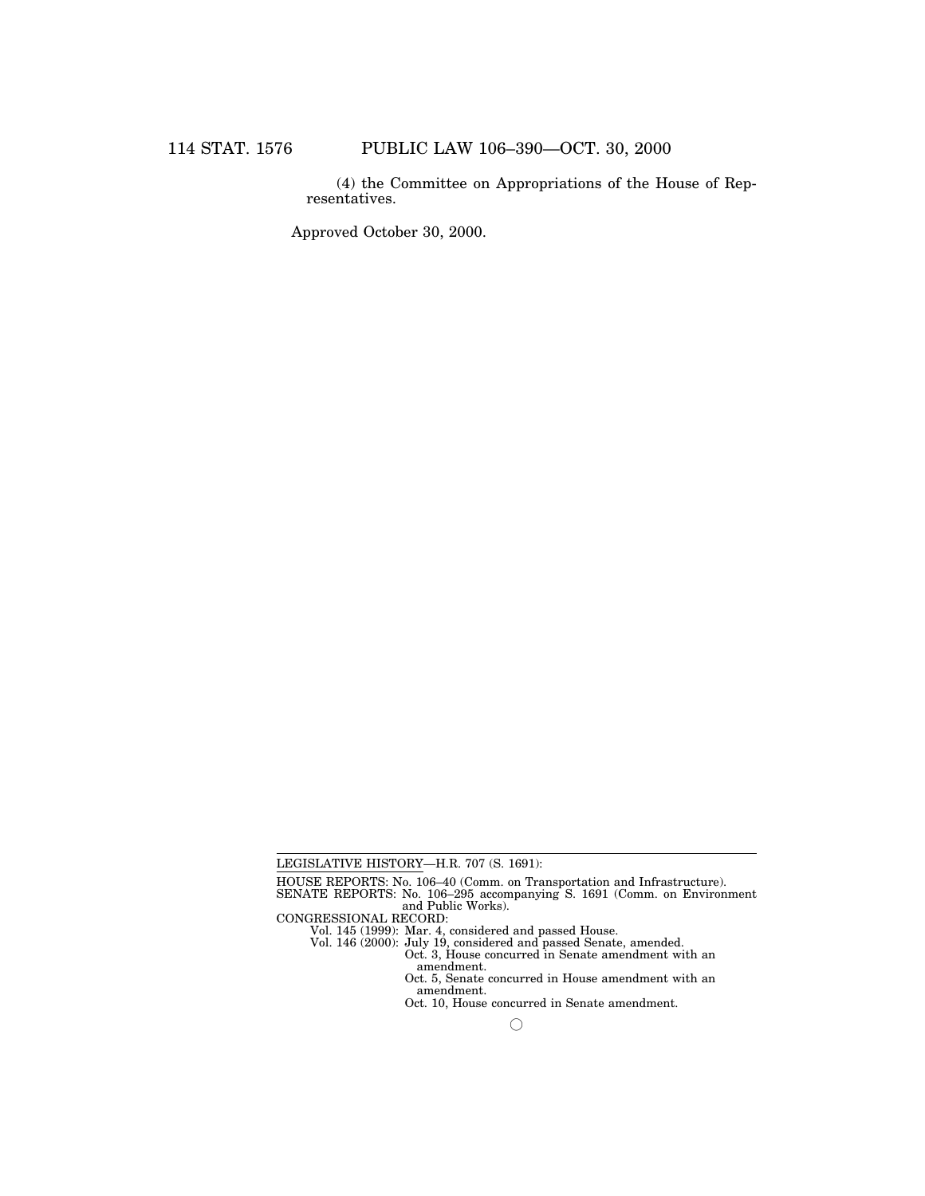(4) the Committee on Appropriations of the House of Representatives.

Approved October 30, 2000.

---

LEGISLATIVE HISTORY—H.R. 707 (S. 1691):

HOUSE REPORTS: No. 106–40 (Comm. on Transportation and Infrastructure).
SENATE REPORTS: No. 106–295 accompanying S. 1691 (Comm. on Environment and Public Works).
CONGRESSIONAL RECORD:
Vol. 145 (1999): Mar. 4, considered and passed House.
Vol. 146 (2000): July 19, considered and passed Senate, amended.
Oct. 3, House concurred in Senate amendment with an amendment.
Oct. 5, Senate concurred in House amendment with an amendment.
Oct. 10, House concurred in Senate amendment.